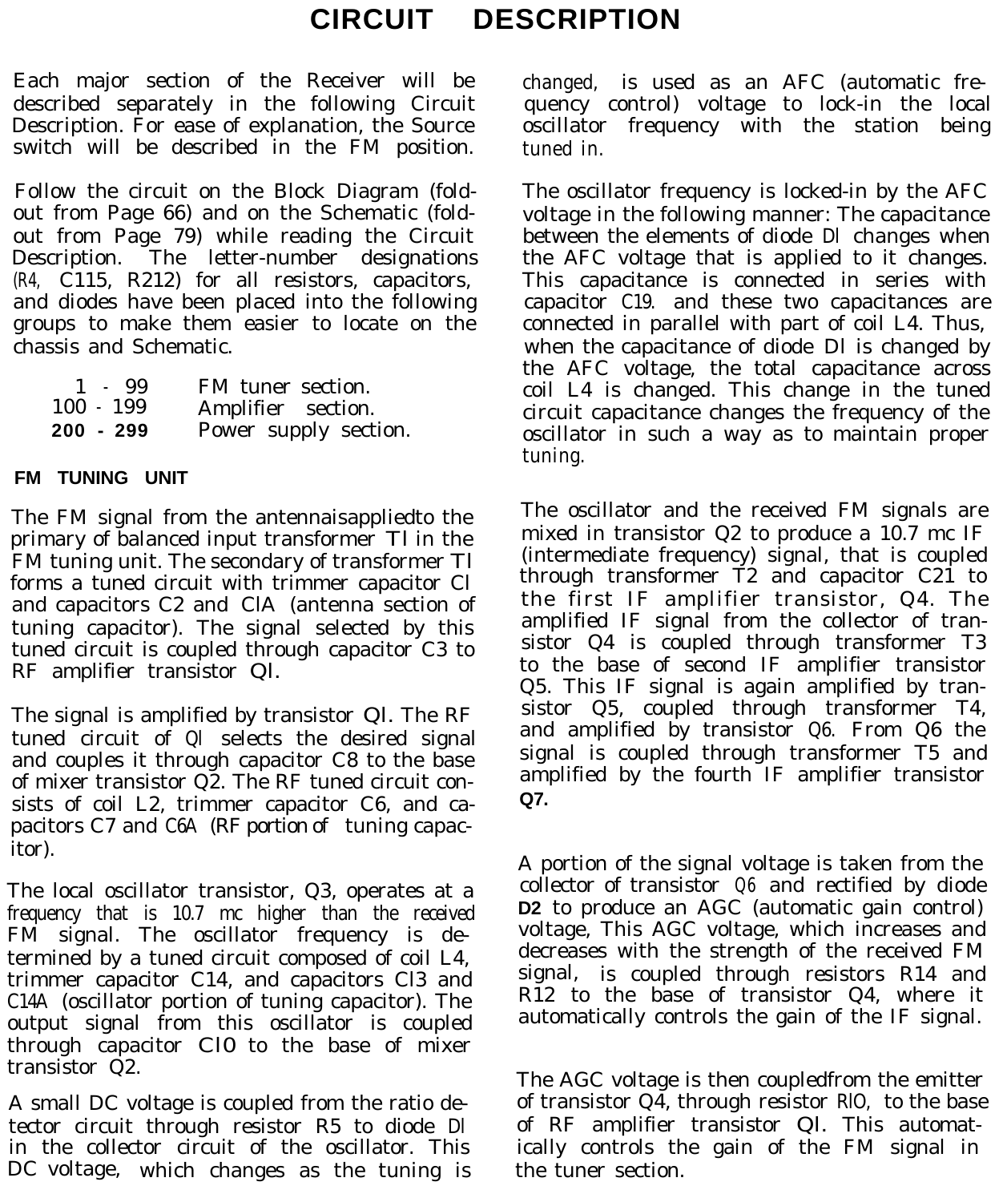# CIRCUIT DESCRIPTION

Each major section of the Receiver will be described separately in the following Circuit Description. For ease of explanation, the Source switch will be described in the FM position.

Follow the circuit on the Block Diagram (fold-out from Page 66) and on the Schematic (fold-out from Page 79) while reading the Circuit Description. The letter-number designations (R4, C115, R212) for all resistors, capacitors, and diodes have been placed into the following groups to make them easier to locate on the chassis and Schematic.

| | |
|---|---|
| 1 - 99 | FM tuner section. |
| 100 - 199 | Amplifier section. |
| 200 - 299 | Power supply section. |

## FM TUNING UNIT

The FM signal from the antenna is applied to the primary of balanced input transformer T1 in the FM tuning unit. The secondary of transformer T1 forms a tuned circuit with trimmer capacitor C1 and capacitors C2 and C1A (antenna section of tuning capacitor). The signal selected by this tuned circuit is coupled through capacitor C3 to RF amplifier transistor Q1.

The signal is amplified by transistor Q1. The RF tuned circuit of Q1 selects the desired signal and couples it through capacitor C8 to the base of mixer transistor Q2. The RF tuned circuit consists of coil L2, trimmer capacitor C6, and capacitors C7 and C6A (RF portion of tuning capacitor).

The local oscillator transistor, Q3, operates at a frequency that is 10.7 mc higher than the received FM signal. The oscillator frequency is determined by a tuned circuit composed of coil L4, trimmer capacitor C14, and capacitors C13 and C14A (oscillator portion of tuning capacitor). The output signal from this oscillator is coupled through capacitor C10 to the base of mixer transistor Q2.

A small DC voltage is coupled from the ratio detector circuit through resistor R5 to diode D1 in the collector circuit of the oscillator. This DC voltage, which changes as the tuning is changed, is used as an AFC (automatic frequency control) voltage to lock-in the local oscillator frequency with the station being tuned in.

The oscillator frequency is locked-in by the AFC voltage in the following manner: The capacitance between the elements of diode D1 changes when the AFC voltage that is applied to it changes. This capacitance is connected in series with capacitor C19. and these two capacitances are connected in parallel with part of coil L4. Thus, when the capacitance of diode D1 is changed by the AFC voltage, the total capacitance across coil L4 is changed. This change in the tuned circuit capacitance changes the frequency of the oscillator in such a way as to maintain proper tuning.

The oscillator and the received FM signals are mixed in transistor Q2 to produce a 10.7 mc IF (intermediate frequency) signal, that is coupled through transformer T2 and capacitor C21 to the first IF amplifier transistor, Q4. The amplified IF signal from the collector of transistor Q4 is coupled through transformer T3 to the base of second IF amplifier transistor Q5. This IF signal is again amplified by transistor Q5, coupled through transformer T4, and amplified by transistor Q6. From Q6 the signal is coupled through transformer T5 and amplified by the fourth IF amplifier transistor Q7.

A portion of the signal voltage is taken from the collector of transistor Q6 and rectified by diode D2 to produce an AGC (automatic gain control) voltage, This AGC voltage, which increases and decreases with the strength of the received FM signal, is coupled through resistors R14 and R12 to the base of transistor Q4, where it automatically controls the gain of the IF signal.

The AGC voltage is then coupled from the emitter of transistor Q4, through resistor R10, to the base of RF amplifier transistor Q1. This automatically controls the gain of the FM signal in the tuner section.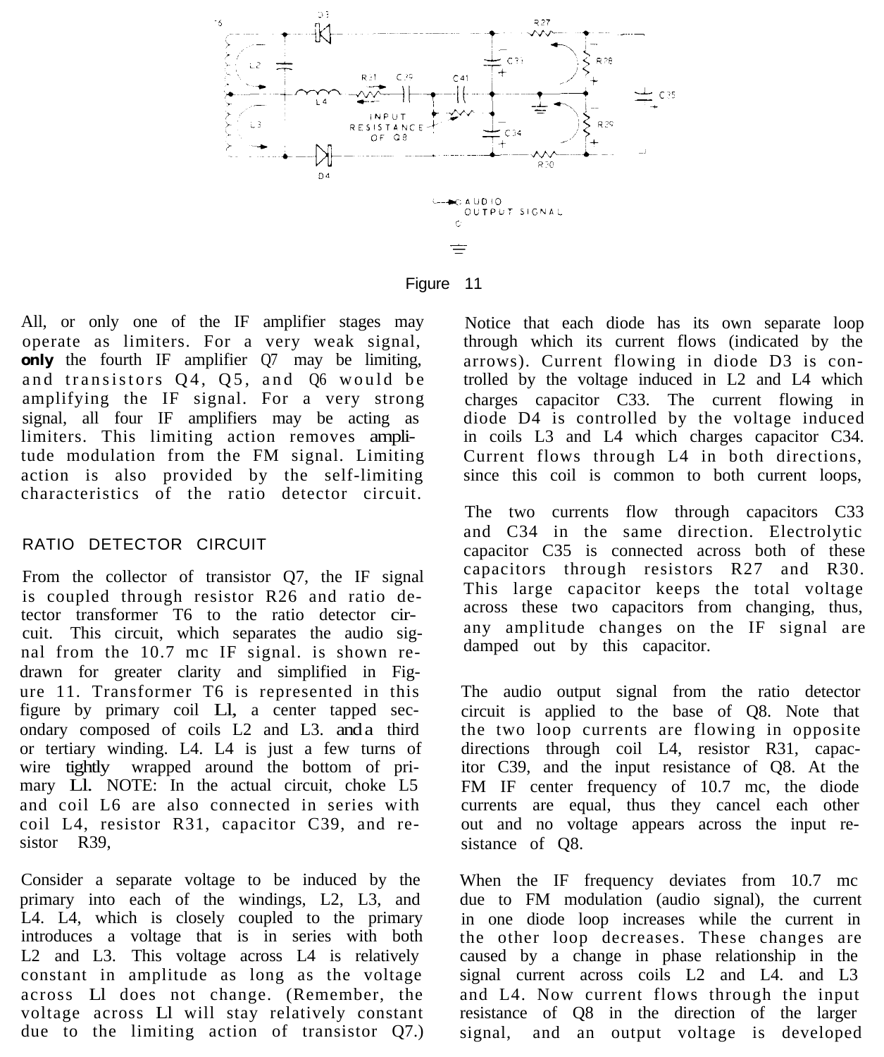Figure 11

All, or only one of the IF amplifier stages may operate as limiters. For a very weak signal, **only** the fourth IF amplifier Q7 may be limiting, and transistors Q4, Q5, and Q6 would be amplifying the IF signal. For a very strong signal, all four IF amplifiers may be acting as limiters. This limiting action removes amplitude modulation from the FM signal. Limiting action is also provided by the self-limiting characteristics of the ratio detector circuit.

## RATIO DETECTOR CIRCUIT

From the collector of transistor Q7, the IF signal is coupled through resistor R26 and ratio detector transformer T6 to the ratio detector circuit. This circuit, which separates the audio signal from the 10.7 mc IF signal. is shown redrawn for greater clarity and simplified in Figure 11. Transformer T6 is represented in this figure by primary coil L1, a center tapped secondary composed of coils L2 and L3. and a third or tertiary winding. L4. L4 is just a few turns of wire tightly wrapped around the bottom of primary L1. NOTE: In the actual circuit, choke L5 and coil L6 are also connected in series with coil L4, resistor R31, capacitor C39, and resistor R39,

Consider a separate voltage to be induced by the primary into each of the windings, L2, L3, and L4. L4, which is closely coupled to the primary introduces a voltage that is in series with both L2 and L3. This voltage across L4 is relatively constant in amplitude as long as the voltage across L1 does not change. (Remember, the voltage across L1 will stay relatively constant due to the limiting action of transistor Q7.)

Notice that each diode has its own separate loop through which its current flows (indicated by the arrows). Current flowing in diode D3 is controlled by the voltage induced in L2 and L4 which charges capacitor C33. The current flowing in diode D4 is controlled by the voltage induced in coils L3 and L4 which charges capacitor C34. Current flows through L4 in both directions, since this coil is common to both current loops,

The two currents flow through capacitors C33 and C34 in the same direction. Electrolytic capacitor C35 is connected across both of these capacitors through resistors R27 and R30. This large capacitor keeps the total voltage across these two capacitors from changing, thus, any amplitude changes on the IF signal are damped out by this capacitor.

The audio output signal from the ratio detector circuit is applied to the base of Q8. Note that the two loop currents are flowing in opposite directions through coil L4, resistor R31, capacitor C39, and the input resistance of Q8. At the FM IF center frequency of 10.7 mc, the diode currents are equal, thus they cancel each other out and no voltage appears across the input resistance of Q8.

When the IF frequency deviates from 10.7 mc due to FM modulation (audio signal), the current in one diode loop increases while the current in the other loop decreases. These changes are caused by a change in phase relationship in the signal current across coils L2 and L4. and L3 and L4. Now current flows through the input resistance of Q8 in the direction of the larger signal, and an output voltage is developed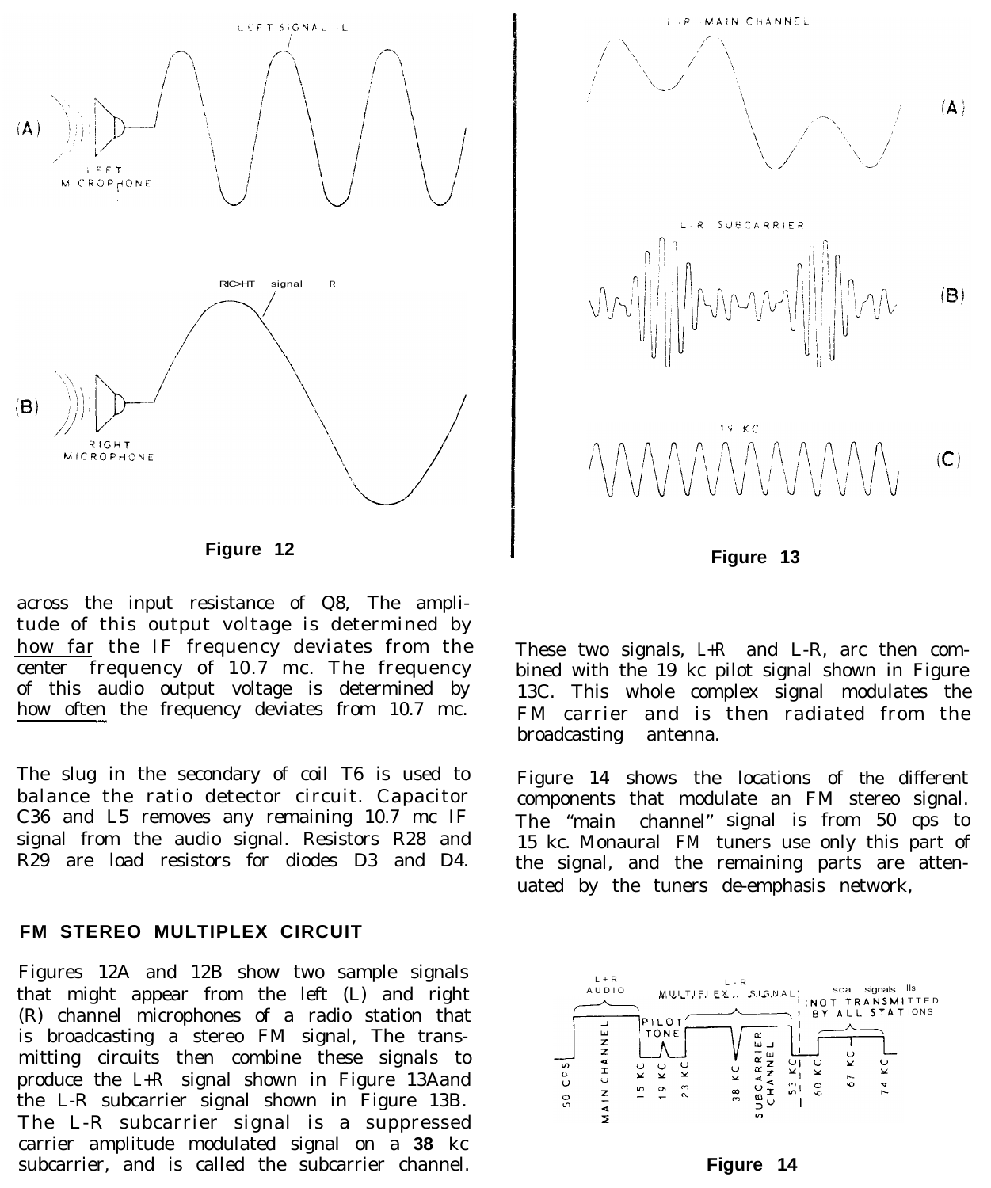Figure 12

Figure 13

across the input resistance of Q8, The amplitude of this output voltage is determined by how far the IF frequency deviates from the center frequency of 10.7 mc. The frequency of this audio output voltage is determined by how often the frequency deviates from 10.7 mc.

The slug in the secondary of coil T6 is used to balance the ratio detector circuit. Capacitor C36 and L5 removes any remaining 10.7 mc IF signal from the audio signal. Resistors R28 and R29 are load resistors for diodes D3 and D4.

## FM STEREO MULTIPLEX CIRCUIT

Figures 12A and 12B show two sample signals that might appear from the left (L) and right (R) channel microphones of a radio station that is broadcasting a stereo FM signal, The transmitting circuits then combine these signals to produce the L+R signal shown in Figure 13A and the L-R subcarrier signal shown in Figure 13B. The L-R subcarrier signal is a suppressed carrier amplitude modulated signal on a **38** kc subcarrier, and is called the subcarrier channel.

These two signals, L+R and L-R, arc then combined with the 19 kc pilot signal shown in Figure 13C. This whole complex signal modulates the FM carrier and is then radiated from the broadcasting antenna.

Figure 14 shows the locations of the different components that modulate an FM stereo signal. The "main channel" signal is from 50 cps to 15 kc. Monaural FM tuners use only this part of the signal, and the remaining parts are attenuated by the tuners de-emphasis network,

Figure 14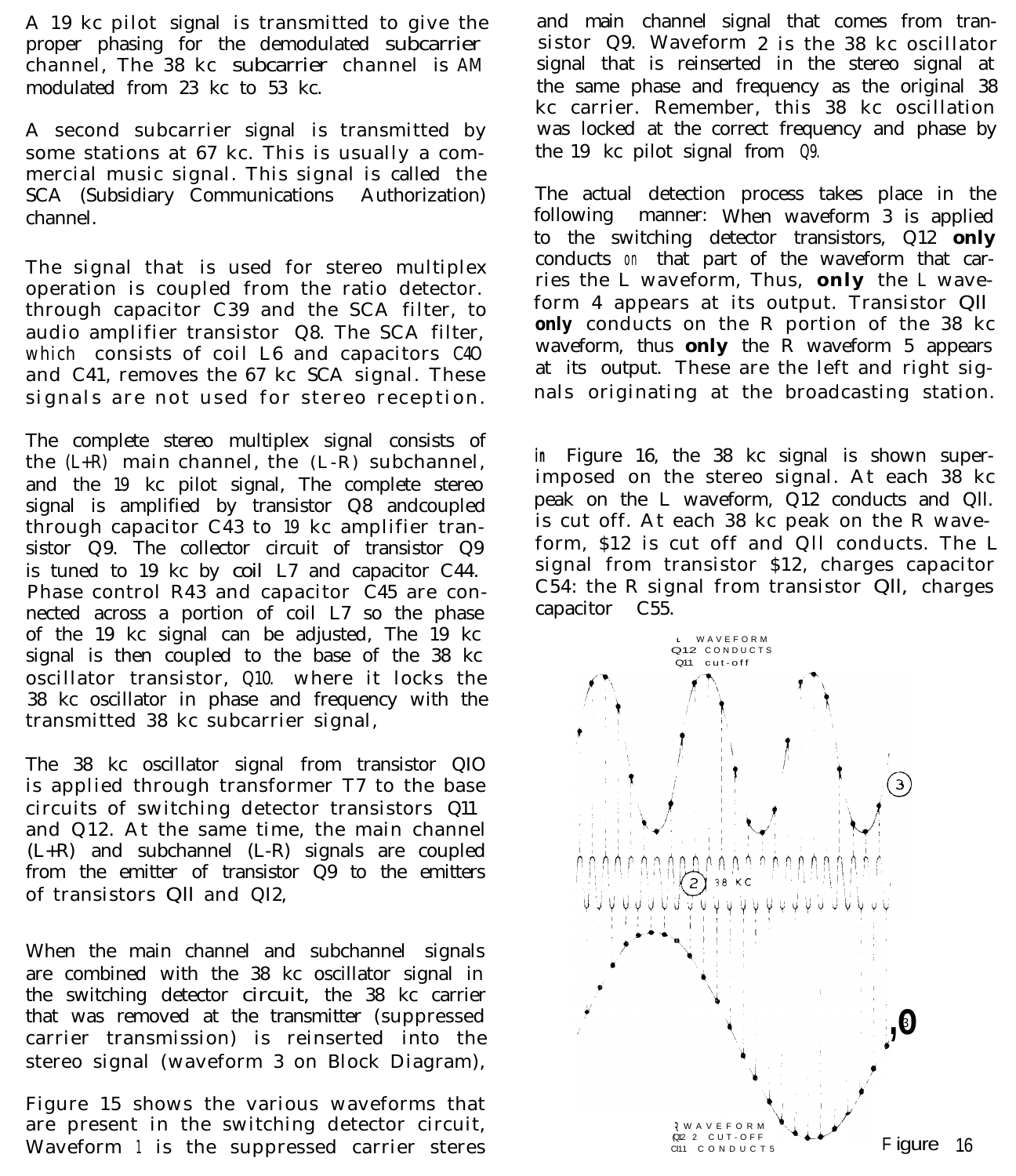A 19 kc pilot signal is transmitted to give the proper phasing for the demodulated subcarrier channel, The 38 kc subcarrier channel is AM modulated from 23 kc to 53 kc.

A second subcarrier signal is transmitted by some stations at 67 kc. This is usually a commercial music signal. This signal is called the SCA (Subsidiary Communications Authorization) channel.

The signal that is used for stereo multiplex operation is coupled from the ratio detector. through capacitor C39 and the SCA filter, to audio amplifier transistor Q8. The SCA filter, which consists of coil L6 and capacitors C40 and C41, removes the 67 kc SCA signal. These signals are not used for stereo reception.

The complete stereo multiplex signal consists of the (L+R) main channel, the (L-R) subchannel, and the 19 kc pilot signal, The complete stereo signal is amplified by transistor Q8 andcoupled through capacitor C43 to 19 kc amplifier transistor Q9. The collector circuit of transistor Q9 is tuned to 19 kc by coil L7 and capacitor C44. Phase control R43 and capacitor C45 are connected across a portion of coil L7 so the phase of the 19 kc signal can be adjusted, The 19 kc signal is then coupled to the base of the 38 kc oscillator transistor, Q10. where it locks the 38 kc oscillator in phase and frequency with the transmitted 38 kc subcarrier signal,

The 38 kc oscillator signal from transistor QIO is applied through transformer T7 to the base circuits of switching detector transistors Q11 and Q12. At the same time, the main channel (L+R) and subchannel (L-R) signals are coupled from the emitter of transistor Q9 to the emitters of transistors QII and QI2,

When the main channel and subchannel signals are combined with the 38 kc oscillator signal in the switching detector circuit, the 38 kc carrier that was removed at the transmitter (suppressed carrier transmission) is reinserted into the stereo signal (waveform 3 on Block Diagram),

Figure 15 shows the various waveforms that are present in the switching detector circuit, Waveform 1 is the suppressed carrier steres and main channel signal that comes from transistor Q9. Waveform 2 is the 38 kc oscillator signal that is reinserted in the stereo signal at the same phase and frequency as the original 38 kc carrier. Remember, this 38 kc oscillation was locked at the correct frequency and phase by the 19 kc pilot signal from Q9.

The actual detection process takes place in the following manner: When waveform 3 is applied to the switching detector transistors, Q12 **only** conducts on that part of the waveform that carries the L waveform, Thus, **only** the L waveform 4 appears at its output. Transistor QII **only** conducts on the R portion of the 38 kc waveform, thus **only** the R waveform 5 appears at its output. These are the left and right signals originating at the broadcasting station.

In Figure 16, the 38 kc signal is shown superimposed on the stereo signal. At each 38 kc peak on the L waveform, Q12 conducts and QII. is cut off. At each 38 kc peak on the R waveform, $12 is cut off and QII conducts. The L signal from transistor $12, charges capacitor C54: the R signal from transistor QII, charges capacitor C55.

L WAVEFORM
Q12 CONDUCTS
Q11 cut-off

R WAVEFORM
Q12 CUT-OFF
Q11 CONDUCTS

Figure 16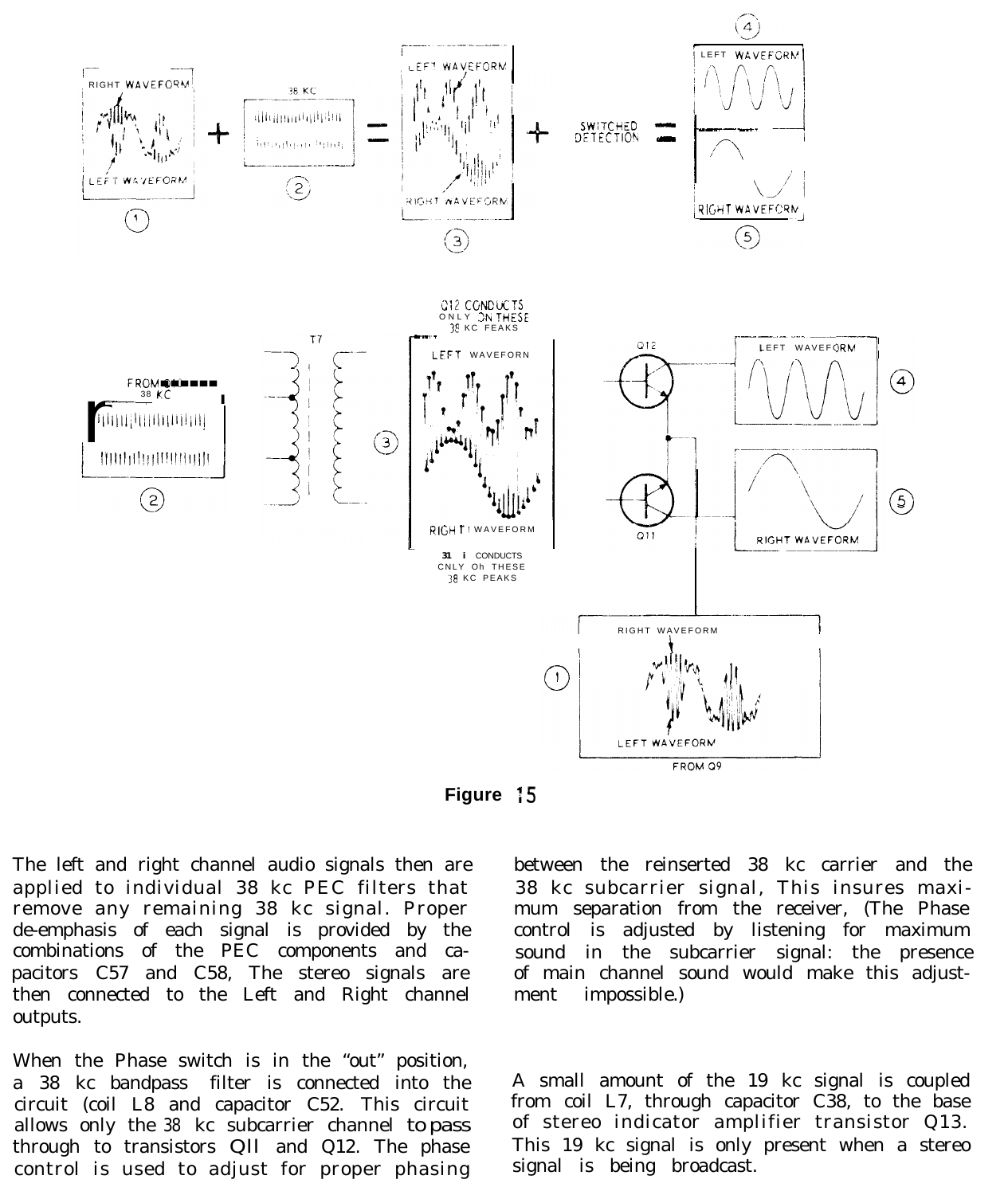Figure 15

The left and right channel audio signals then are applied to individual 38 kc PEC filters that remove any remaining 38 kc signal. Proper de-emphasis of each signal is provided by the combinations of the PEC components and capacitors C57 and C58, The stereo signals are then connected to the Left and Right channel outputs.

When the Phase switch is in the "out" position, a 38 kc bandpass filter is connected into the circuit (coil L8 and capacitor C52. This circuit allows only the 38 kc subcarrier channel to pass through to transistors QII and Q12. The phase control is used to adjust for proper phasing between the reinserted 38 kc carrier and the 38 kc subcarrier signal, This insures maximum separation from the receiver, (The Phase control is adjusted by listening for maximum sound in the subcarrier signal: the presence of main channel sound would make this adjustment impossible.)

A small amount of the 19 kc signal is coupled from coil L7, through capacitor C38, to the base of stereo indicator amplifier transistor Q13. This 19 kc signal is only present when a stereo signal is being broadcast.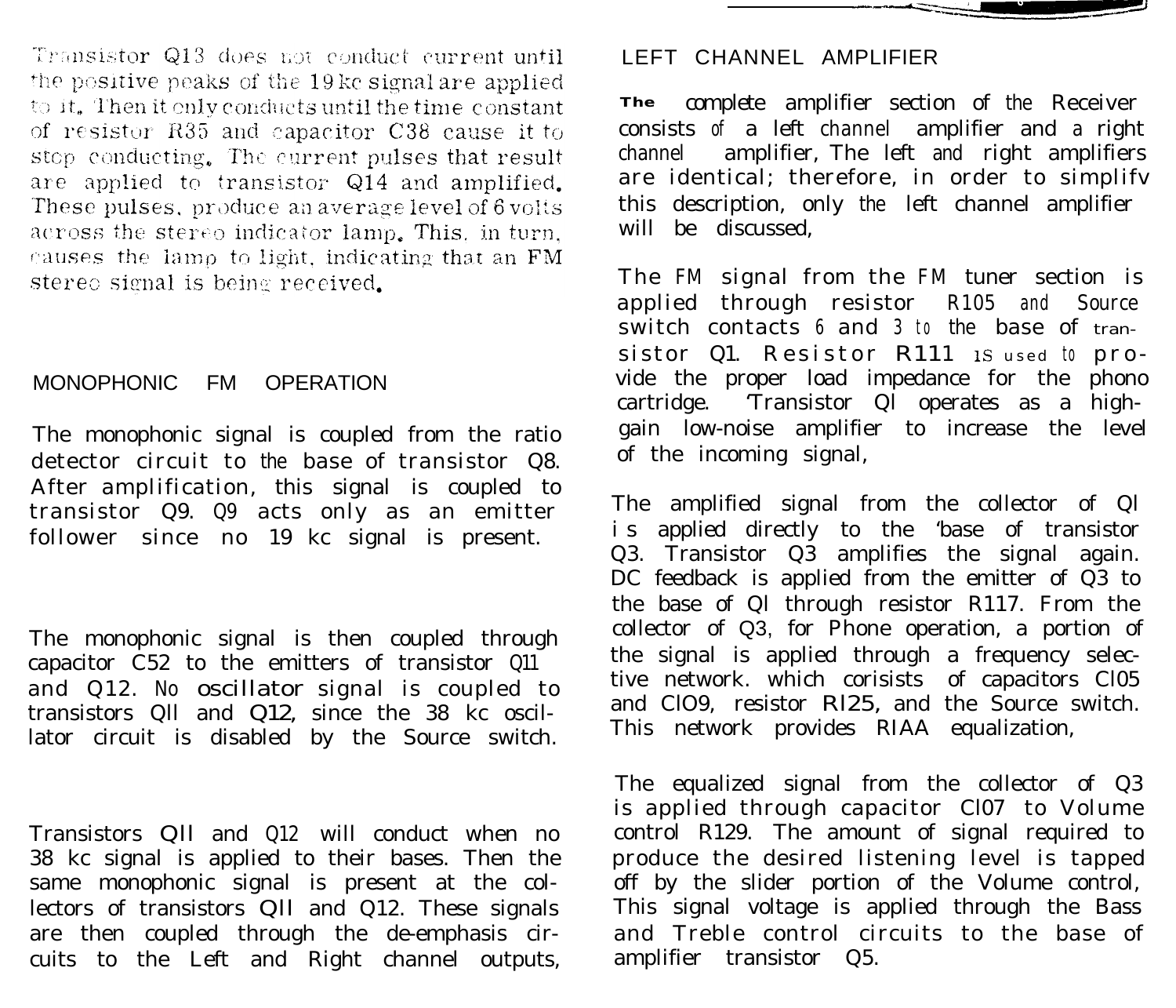Transistor Q13 does not conduct current until the positive peaks of the 19 kc signal are applied to it. Then it only conducts until the time constant of resistor R35 and capacitor C38 cause it to stop conducting. The current pulses that result are applied to transistor Q14 and amplified. These pulses, produce an average level of 6 volts across the stereo indicator lamp. This, in turn, causes the lamp to light, indicating that an FM stereo signal is being received.

## MONOPHONIC FM OPERATION

The monophonic signal is coupled from the ratio detector circuit to the base of transistor Q8. After amplification, this signal is coupled to transistor Q9. Q9 acts only as an emitter follower since no 19 kc signal is present.

The monophonic signal is then coupled through capacitor C52 to the emitters of transistor Q11 and Q12. No oscillator signal is coupled to transistors Qll and Q12, since the 38 kc oscillator circuit is disabled by the Source switch.

Transistors QII and Q12 will conduct when no 38 kc signal is applied to their bases. Then the same monophonic signal is present at the collectors of transistors QII and Q12. These signals are then coupled through the de-emphasis circuits to the Left and Right channel outputs,

## LEFT CHANNEL AMPLIFIER

The complete amplifier section of the Receiver consists of a left channel amplifier and a right channel amplifier, The left and right amplifiers are identical; therefore, in order to simplifv this description, only the left channel amplifier will be discussed,

The FM signal from the FM tuner section is applied through resistor R105 and Source switch contacts 6 and 3 to the base of transistor Q1. Resistor R111 is used to provide the proper load impedance for the phono cartridge. Transistor Ql operates as a high-gain low-noise amplifier to increase the level of the incoming signal,

The amplified signal from the collector of Ql is applied directly to the base of transistor Q3. Transistor Q3 amplifies the signal again. DC feedback is applied from the emitter of Q3 to the base of Ql through resistor R117. From the collector of Q3, for Phone operation, a portion of the signal is applied through a frequency selective network. which corisists of capacitors Cl05 and ClO9, resistor RI25, and the Source switch. This network provides RIAA equalization,

The equalized signal from the collector of Q3 is applied through capacitor Cl07 to Volume control R129. The amount of signal required to produce the desired listening level is tapped off by the slider portion of the Volume control, This signal voltage is applied through the Bass and Treble control circuits to the base of amplifier transistor Q5.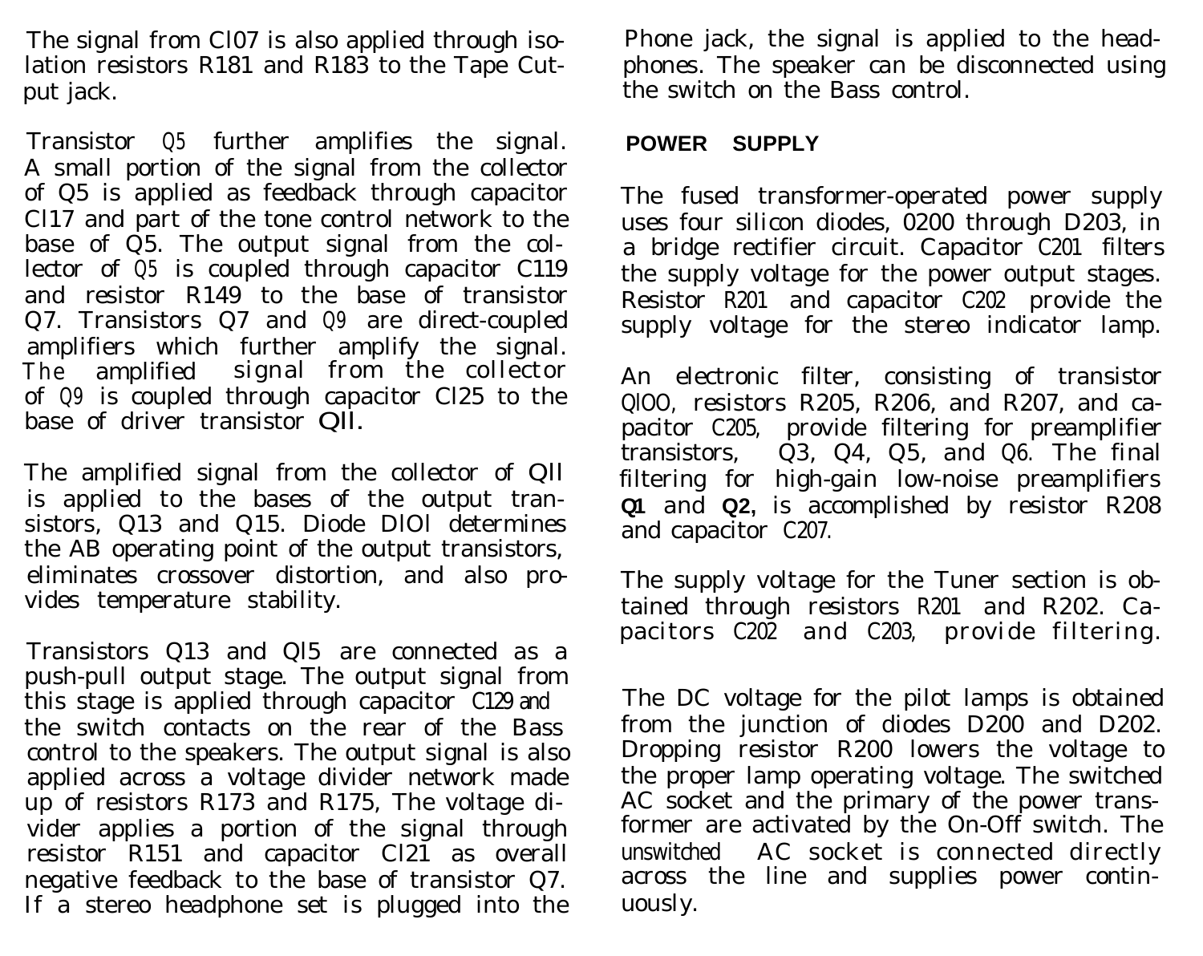The signal from Cl07 is also applied through isolation resistors R181 and R183 to the Tape Cutput jack.

Transistor Q5 further amplifies the signal. A small portion of the signal from the collector of Q5 is applied as feedback through capacitor Cl17 and part of the tone control network to the base of Q5. The output signal from the collector of Q5 is coupled through capacitor C119 and resistor R149 to the base of transistor Q7. Transistors Q7 and Q9 are direct-coupled amplifiers which further amplify the signal. The amplified signal from the collector of Q9 is coupled through capacitor Cl25 to the base of driver transistor QII.

The amplified signal from the collector of QII is applied to the bases of the output transistors, Q13 and Q15. Diode DIOI determines the AB operating point of the output transistors, eliminates crossover distortion, and also provides temperature stability.

Transistors Q13 and Ql5 are connected as a push-pull output stage. The output signal from this stage is applied through capacitor C129 and the switch contacts on the rear of the Bass control to the speakers. The output signal is also applied across a voltage divider network made up of resistors R173 and R175, The voltage divider applies a portion of the signal through resistor R151 and capacitor Cl21 as overall negative feedback to the base of transistor Q7. If a stereo headphone set is plugged into the Phone jack, the signal is applied to the headphones. The speaker can be disconnected using the switch on the Bass control.

## POWER SUPPLY

The fused transformer-operated power supply uses four silicon diodes, 0200 through D203, in a bridge rectifier circuit. Capacitor C201 filters the supply voltage for the power output stages. Resistor R201 and capacitor C202 provide the supply voltage for the stereo indicator lamp.

An electronic filter, consisting of transistor QlOO, resistors R205, R206, and R207, and capacitor C205, provide filtering for preamplifier transistors, Q3, Q4, Q5, and Q6. The final filtering for high-gain low-noise preamplifiers **Q1** and **Q2,** is accomplished by resistor R208 and capacitor C207.

The supply voltage for the Tuner section is obtained through resistors R201 and R202. Capacitors C202 and C203, provide filtering.

The DC voltage for the pilot lamps is obtained from the junction of diodes D200 and D202. Dropping resistor R200 lowers the voltage to the proper lamp operating voltage. The switched AC socket and the primary of the power transformer are activated by the On-Off switch. The unswitched AC socket is connected directly across the line and supplies power continuously.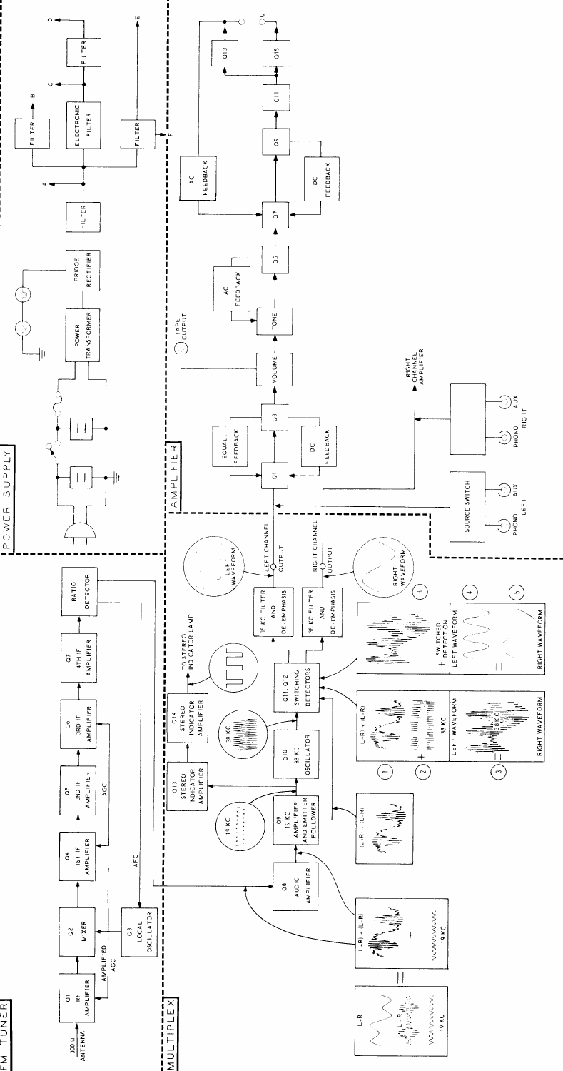## FM TUNER

- 300 Ω ANTENNA
- Q1 RF AMPLIFIER
- Q2 MIXER
- Q3 LOCAL OSCILLATOR
- Q4 1ST IF AMPLIFIER
- Q5 2ND IF AMPLIFIER
- Q6 3RD IF AMPLIFIER
- Q7 4TH IF AMPLIFIER
- RATIO DETECTOR
- AMPLIFIED AGC
- AGC
- AFC

## POWER SUPPLY

- POWER TRANSFORMER
- BRIDGE RECTIFIER
- FILTER
- ELECTRONIC FILTER
- A, B, C, D, E, F

## MULTIPLEX

- Q8 AUDIO AMPLIFIER
- Q9 19 KC AMPLIFIER AND EMITTER FOLLOWER
- Q10 38 KC OSCILLATOR
- Q11, Q12 SWITCHING DETECTORS
- Q13 STEREO INDICATOR AMPLIFIER
- Q14 STEREO INDICATOR AMPLIFIER
- TO STEREO INDICATOR LAMP
- 38 KC FILTER AND DE-EMPHASIS (left)
- 38 KC FILTER AND DE-EMPHASIS (right)
- LEFT CHANNEL OUTPUT
- RIGHT CHANNEL OUTPUT
- LEFT WAVEFORM
- RIGHT WAVEFORM
- 19 KC
- 38 KC
- L-R
- (L-R) + (L+R)
- (L+R) + (L-R)
- ① (L+R) + (L-R)
- ② + 38 KC — LEFT WAVEFORM
- ③ — 38 KC — RIGHT WAVEFORM
- ③ + SWITCHED DETECTION
- ④ LEFT WAVEFORM
- ⑤ RIGHT WAVEFORM

## AMPLIFIER

- Q1
- EQUAL. FEEDBACK
- DC FEEDBACK
- Q3
- VOLUME
- TAPE OUTPUT
- TONE
- AC FEEDBACK
- Q5
- Q7
- AC FEEDBACK
- DC FEEDBACK
- Q9
- Q11
- Q13
- Q15
- SOURCE SWITCH
- PHONO LEFT AUX
- PHONO RIGHT AUX
- RIGHT CHANNEL AMPLIFIER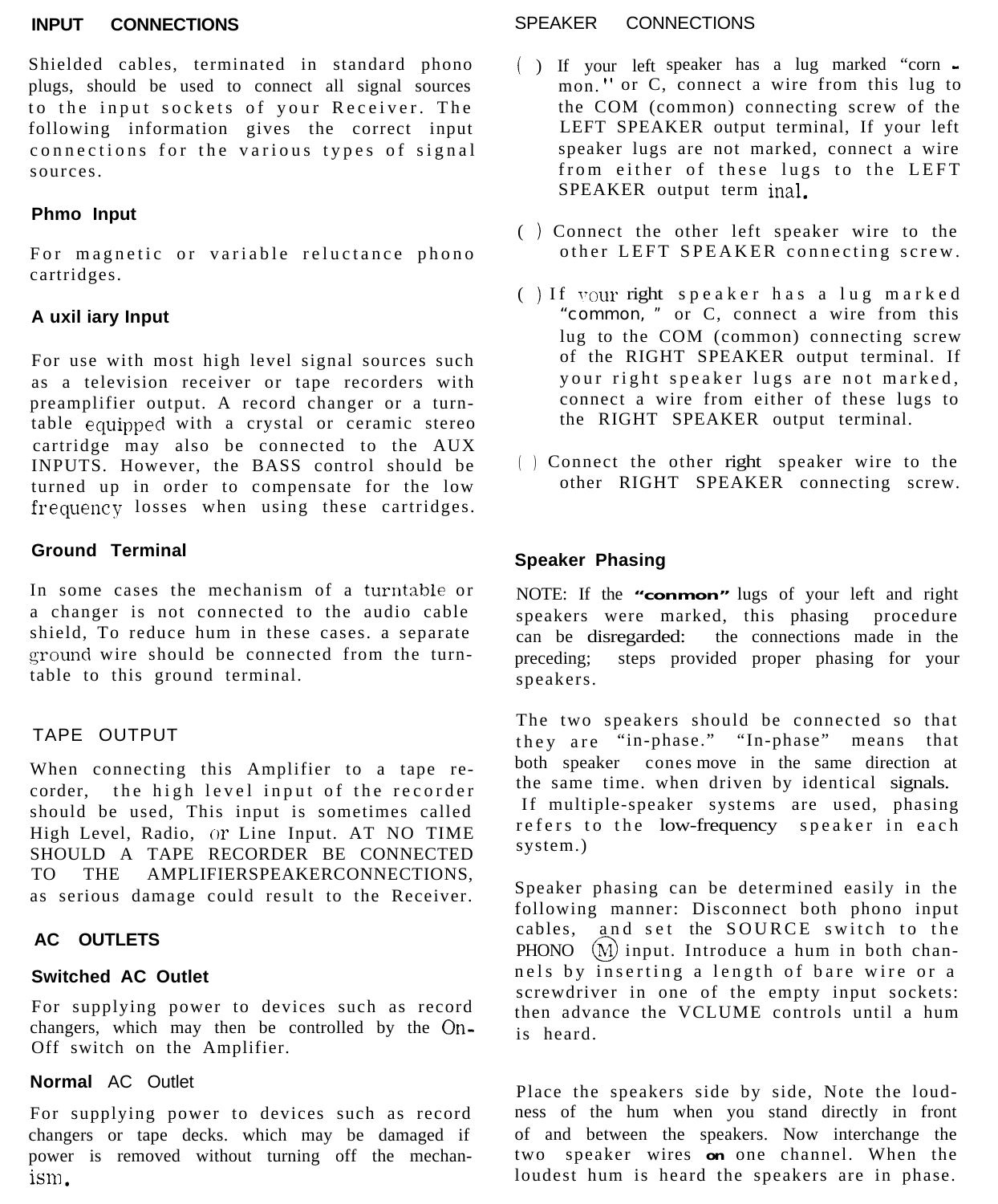## INPUT CONNECTIONS

Shielded cables, terminated in standard phono plugs, should be used to connect all signal sources to the input sockets of your Receiver. The following information gives the correct input connections for the various types of signal sources.

### Phmo Input

For magnetic or variable reluctance phono cartridges.

### A uxil iary Input

For use with most high level signal sources such as a television receiver or tape recorders with preamplifier output. A record changer or a turn-table equipped with a crystal or ceramic stereo cartridge may also be connected to the AUX INPUTS. However, the BASS control should be turned up in order to compensate for the low frequency losses when using these cartridges.

### Ground Terminal

In some cases the mechanism of a turntable or a changer is not connected to the audio cable shield, To reduce hum in these cases. a separate ground wire should be connected from the turn-table to this ground terminal.

## TAPE OUTPUT

When connecting this Amplifier to a tape re-corder, the high level input of the recorder should be used, This input is sometimes called High Level, Radio, or Line Input. AT NO TIME SHOULD A TAPE RECORDER BE CONNECTED TO THE AMPLIFIERSPEAKERCONNECTIONS, as serious damage could result to the Receiver.

## AC OUTLETS

### Switched AC Outlet

For supplying power to devices such as record changers, which may then be controlled by the On-Off switch on the Amplifier.

### Normal AC Outlet

For supplying power to devices such as record changers or tape decks. which may be damaged if power is removed without turning off the mechan-ism.

## SPEAKER CONNECTIONS

( ) If your left speaker has a lug marked "corn - mon." or C, connect a wire from this lug to the COM (common) connecting screw of the LEFT SPEAKER output terminal, If your left speaker lugs are not marked, connect a wire from either of these lugs to the LEFT SPEAKER output term inal.

( ) Connect the other left speaker wire to the other LEFT SPEAKER connecting screw.

( ) If your right speaker has a lug marked "common, " or C, connect a wire from this lug to the COM (common) connecting screw of the RIGHT SPEAKER output terminal. If your right speaker lugs are not marked, connect a wire from either of these lugs to the RIGHT SPEAKER output terminal.

( ) Connect the other right speaker wire to the other RIGHT SPEAKER connecting screw.

### Speaker Phasing

NOTE: If the **"conmon"** lugs of your left and right speakers were marked, this phasing procedure can be disregarded: the connections made in the preceding; steps provided proper phasing for your speakers.

The two speakers should be connected so that they are "in-phase." "In-phase" means that both speaker cones move in the same direction at the same time. when driven by identical signals. If multiple-speaker systems are used, phasing refers to the low-frequency speaker in each system.)

Speaker phasing can be determined easily in the following manner: Disconnect both phono input cables, and set the SOURCE switch to the PHONO (M) input. Introduce a hum in both chan-nels by inserting a length of bare wire or a screwdriver in one of the empty input sockets: then advance the VCLUME controls until a hum is heard.

Place the speakers side by side, Note the loud-ness of the hum when you stand directly in front of and between the speakers. Now interchange the two speaker wires **on** one channel. When the loudest hum is heard the speakers are in phase.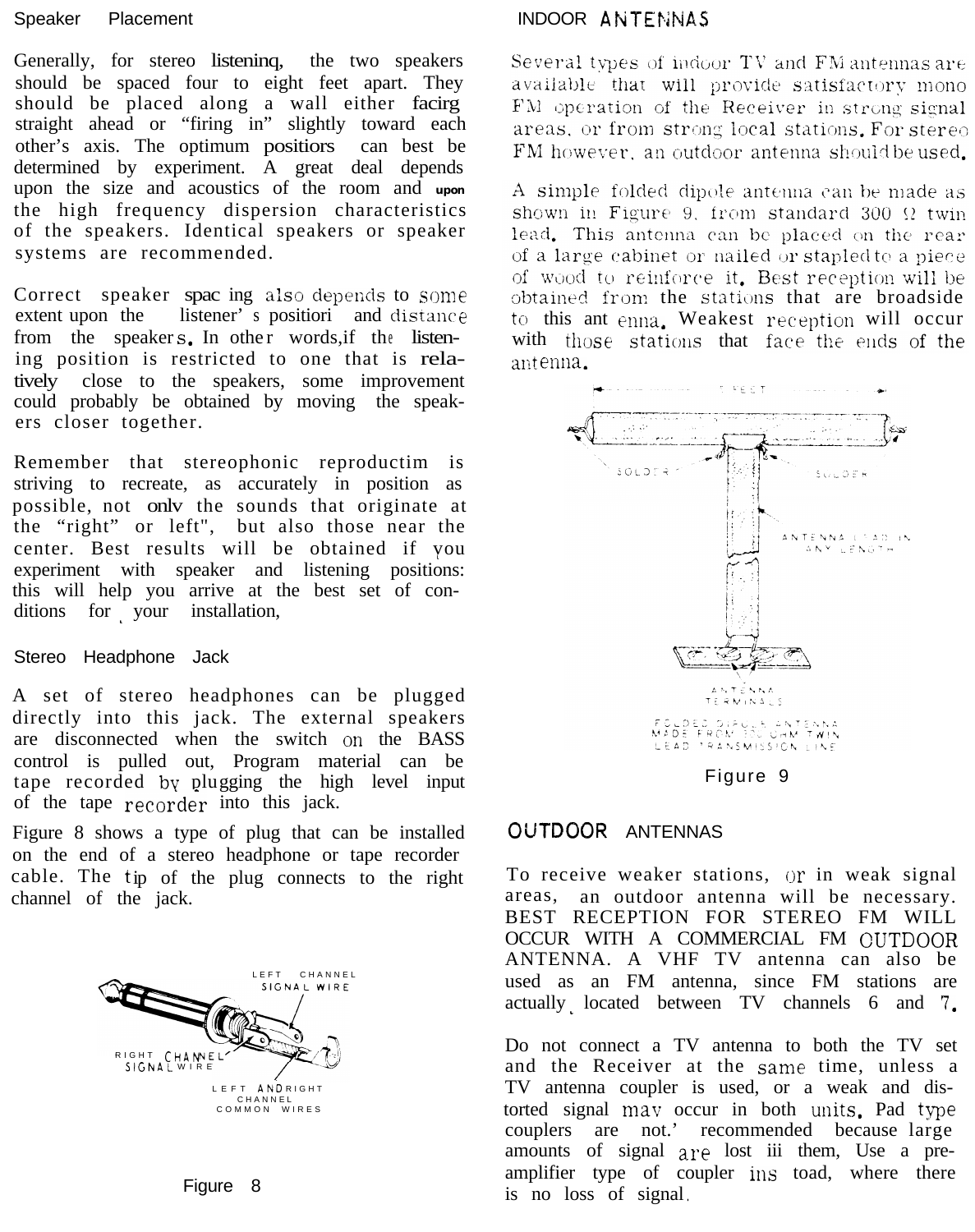## Speaker Placement

Generally, for stereo listening, the two speakers should be spaced four to eight feet apart. They should be placed along a wall either facing straight ahead or "firing in" slightly toward each other's axis. The optimum positions can best be determined by experiment. A great deal depends upon the size and acoustics of the room and upon the high frequency dispersion characteristics of the speakers. Identical speakers or speaker systems are recommended.

Correct speaker spacing also depends to some extent upon the listener's position and distance from the speakers. In other words, if the listening position is restricted to one that is relatively close to the speakers, some improvement could probably be obtained by moving the speakers closer together.

Remember that stereophonic reproduction is striving to recreate, as accurately in position as possible, not only the sounds that originate at the "right" or left", but also those near the center. Best results will be obtained if you experiment with speaker and listening positions: this will help you arrive at the best set of conditions for your installation,

## Stereo Headphone Jack

A set of stereo headphones can be plugged directly into this jack. The external speakers are disconnected when the switch on the BASS control is pulled out, Program material can be tape recorded by plugging the high level input of the tape recorder into this jack.

Figure 8 shows a type of plug that can be installed on the end of a stereo headphone or tape recorder cable. The tip of the plug connects to the right channel of the jack.

LEFT CHANNEL SIGNAL WIRE

RIGHT CHANNEL SIGNAL WIRE

LEFT AND RIGHT CHANNEL COMMON WIRES

Figure 8

## INDOOR ANTENNAS

Several types of indoor TV and FM antennas are available that will provide satisfactory mono FM operation of the Receiver in strong signal areas, or from strong local stations. For stereo FM however, an outdoor antenna should be used.

A simple folded dipole antenna can be made as shown in Figure 9, from standard 300 Ω twin lead. This antenna can be placed on the rear of a large cabinet or nailed or stapled to a piece of wood to reinforce it. Best reception will be obtained from the stations that are broadside to this antenna. Weakest reception will occur with those stations that face the ends of the antenna.

5 FEET

SOLDER

SOLDER

ANTENNA LEAD IN ANY LENGTH

ANTENNA TERMINALS

FOLDED DIPOLE ANTENNA MADE FROM 300 OHM TWIN LEAD TRANSMISSION LINE

Figure 9

## OUTDOOR ANTENNAS

To receive weaker stations, or in weak signal areas, an outdoor antenna will be necessary. BEST RECEPTION FOR STEREO FM WILL OCCUR WITH A COMMERCIAL FM OUTDOOR ANTENNA. A VHF TV antenna can also be used as an FM antenna, since FM stations are actually located between TV channels 6 and 7.

Do not connect a TV antenna to both the TV set and the Receiver at the same time, unless a TV antenna coupler is used, or a weak and distorted signal may occur in both units. Pad type couplers are not recommended because large amounts of signal are lost in them, Use a pre-amplifier type of coupler instead, where there is no loss of signal.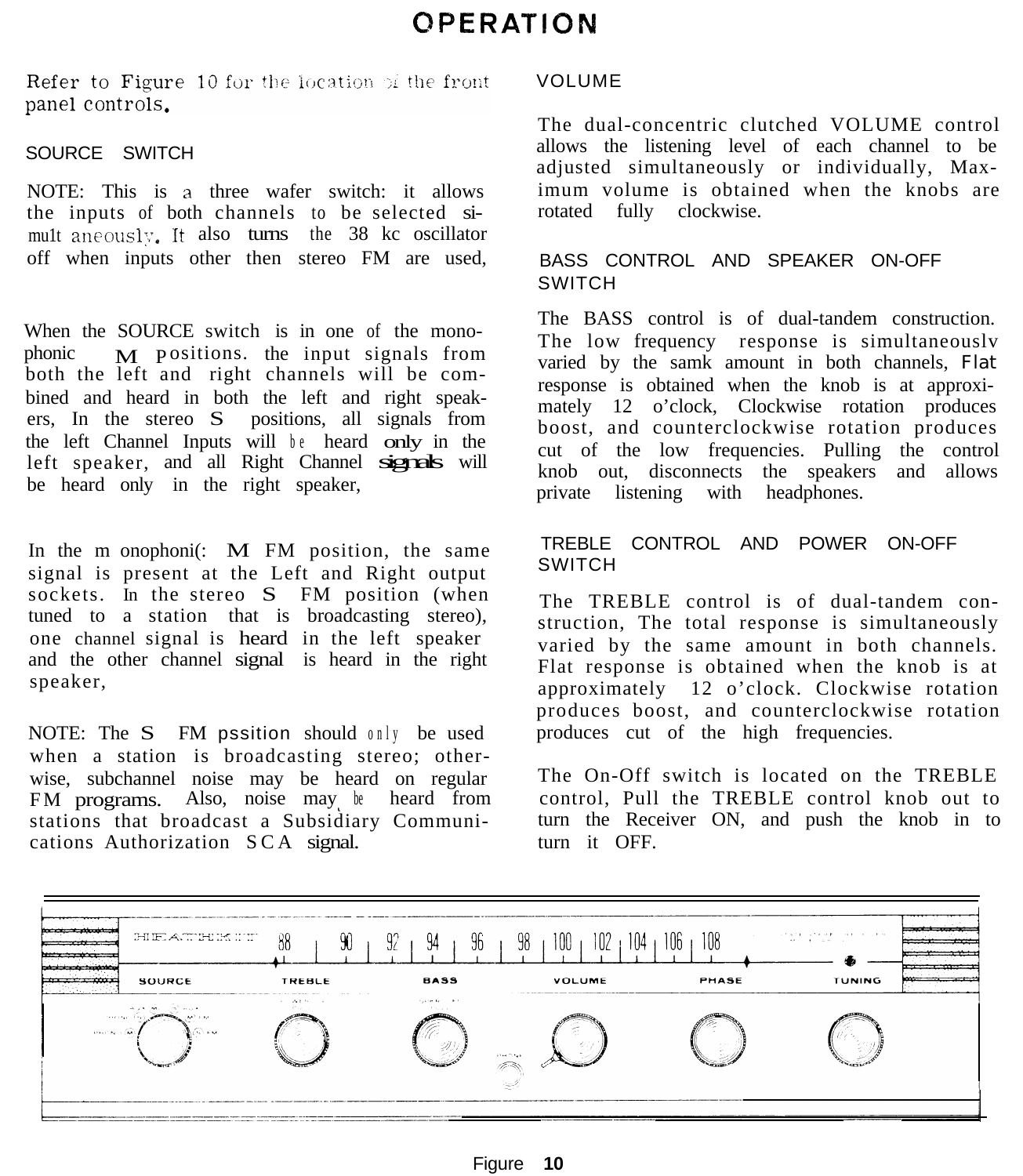# OPERATION

Refer to Figure 10 for the location of the front panel controls.

## SOURCE SWITCH

NOTE: This is a three wafer switch: it allows the inputs of both channels to be selected simultaneously. It also turns the 38 kc oscillator off when inputs other then stereo FM are used,

When the SOURCE switch is in one of the monophonic M positions. the input signals from both the left and right channels will be combined and heard in both the left and right speakers, In the stereo S positions, all signals from the left Channel Inputs will be heard only in the left speaker, and all Right Channel signals will be heard only in the right speaker,

In the monophoni(: M FM position, the same signal is present at the Left and Right output sockets. In the stereo S FM position (when tuned to a station that is broadcasting stereo), one channel signal is heard in the left speaker and the other channel signal is heard in the right speaker,

NOTE: The S FM pssition should only be used when a station is broadcasting stereo; otherwise, subchannel noise may be heard on regular FM programs. Also, noise may be heard from stations that broadcast a Subsidiary Communications Authorization SCA signal.

## VOLUME

The dual-concentric clutched VOLUME control allows the listening level of each channel to be adjusted simultaneously or individually, Maximum volume is obtained when the knobs are rotated fully clockwise.

## BASS CONTROL AND SPEAKER ON-OFF SWITCH

The BASS control is of dual-tandem construction. The low frequency response is simultaneouslv varied by the samk amount in both channels, Flat response is obtained when the knob is at approximately 12 o'clock, Clockwise rotation produces boost, and counterclockwise rotation produces cut of the low frequencies. Pulling the control knob out, disconnects the speakers and allows private listening with headphones.

## TREBLE CONTROL AND POWER ON-OFF SWITCH

The TREBLE control is of dual-tandem construction, The total response is simultaneously varied by the same amount in both channels. Flat response is obtained when the knob is at approximately 12 o'clock. Clockwise rotation produces boost, and counterclockwise rotation produces cut of the high frequencies.

The On-Off switch is located on the TREBLE control, Pull the TREBLE control knob out to turn the Receiver ON, and push the knob in to turn it OFF.

Figure 10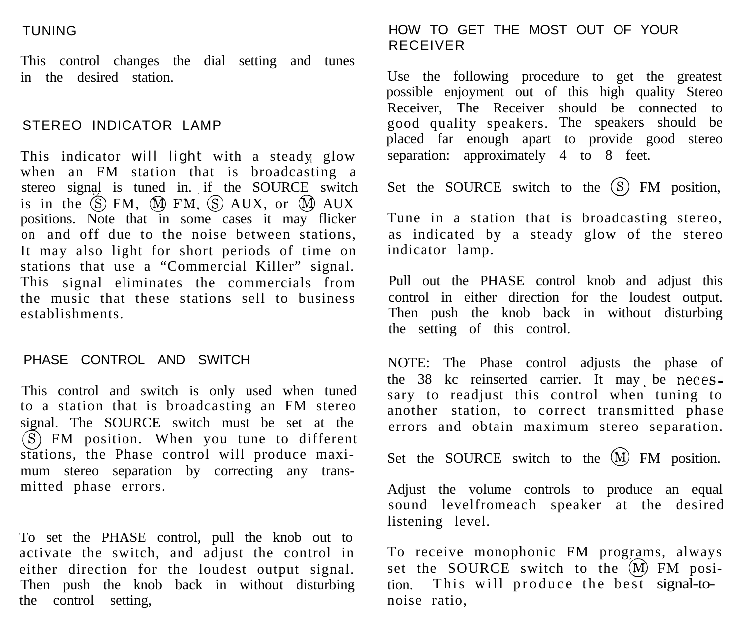## TUNING

This control changes the dial setting and tunes in the desired station.

## STEREO INDICATOR LAMP

This indicator will light with a steady glow when an FM station that is broadcasting a stereo signal is tuned in. if the SOURCE switch is in the (S) FM, (M) FM, (S) AUX, or (M) AUX positions. Note that in some cases it may flicker on and off due to the noise between stations, It may also light for short periods of time on stations that use a "Commercial Killer" signal. This signal eliminates the commercials from the music that these stations sell to business establishments.

## PHASE CONTROL AND SWITCH

This control and switch is only used when tuned to a station that is broadcasting an FM stereo signal. The SOURCE switch must be set at the (S) FM position. When you tune to different stations, the Phase control will produce maximum stereo separation by correcting any transmitted phase errors.

To set the PHASE control, pull the knob out to activate the switch, and adjust the control in either direction for the loudest output signal. Then push the knob back in without disturbing the control setting,

## HOW TO GET THE MOST OUT OF YOUR RECEIVER

Use the following procedure to get the greatest possible enjoyment out of this high quality Stereo Receiver, The Receiver should be connected to good quality speakers. The speakers should be placed far enough apart to provide good stereo separation: approximately 4 to 8 feet.

Set the SOURCE switch to the (S) FM position,

Tune in a station that is broadcasting stereo, as indicated by a steady glow of the stereo indicator lamp.

Pull out the PHASE control knob and adjust this control in either direction for the loudest output. Then push the knob back in without disturbing the setting of this control.

NOTE: The Phase control adjusts the phase of the 38 kc reinserted carrier. It may be necessary to readjust this control when tuning to another station, to correct transmitted phase errors and obtain maximum stereo separation.

Set the SOURCE switch to the (M) FM position.

Adjust the volume controls to produce an equal sound levelfromeach speaker at the desired listening level.

To receive monophonic FM programs, always set the SOURCE switch to the (M) FM position. This will produce the best signal-to-noise ratio,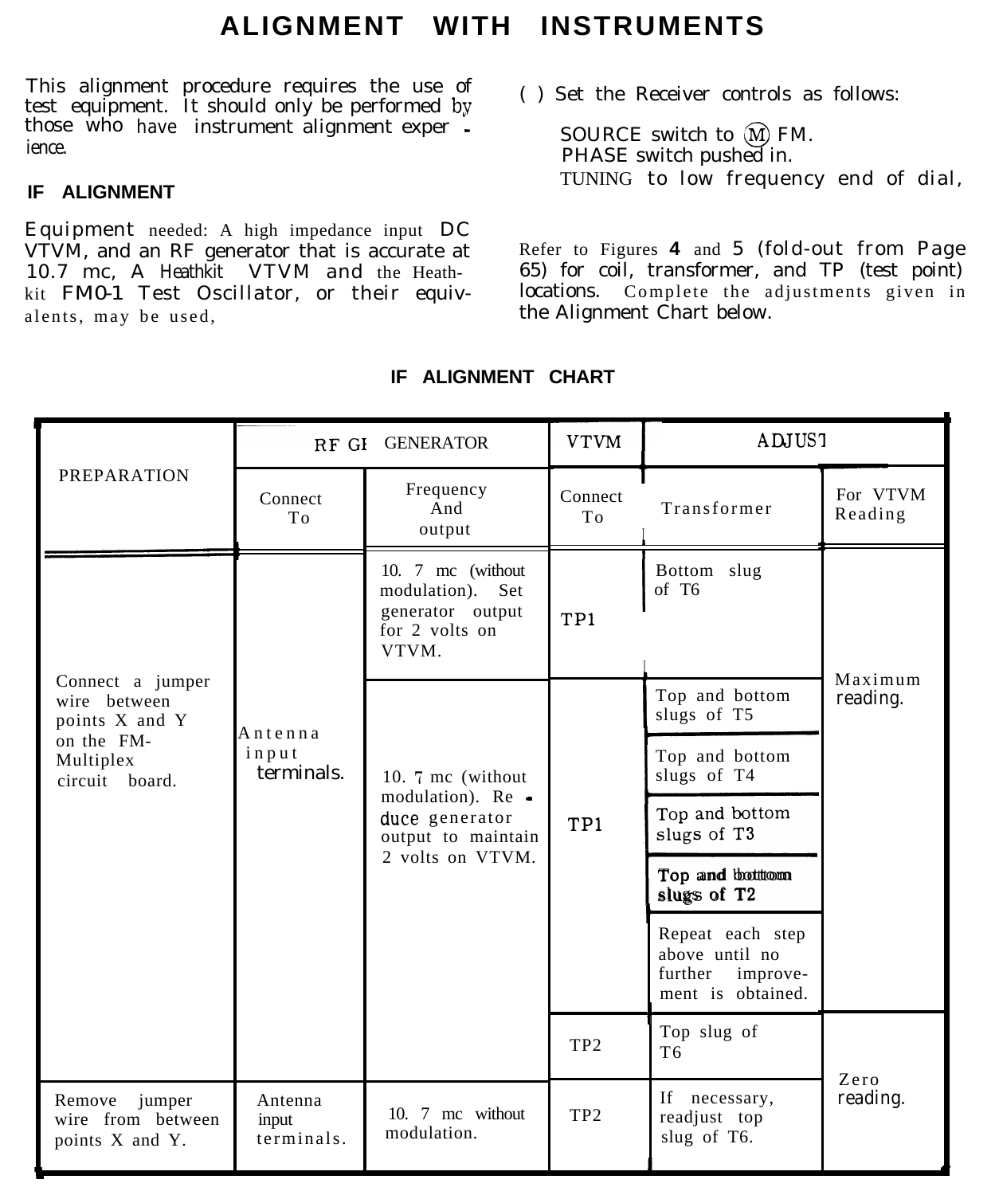# ALIGNMENT WITH INSTRUMENTS

This alignment procedure requires the use of test equipment. It should only be performed by those who have instrument alignment experience.

## IF ALIGNMENT

Equipment needed: A high impedance input DC VTVM, and an RF generator that is accurate at 10.7 mc, A Heathkit VTVM and the Heathkit FMO-1 Test Oscillator, or their equivalents, may be used,

( ) Set the Receiver controls as follows:

SOURCE switch to (M) FM.
PHASE switch pushed in.
TUNING to low frequency end of dial,

Refer to Figures 4 and 5 (fold-out from Page 65) for coil, transformer, and TP (test point) locations. Complete the adjustments given in the Alignment Chart below.

### IF ALIGNMENT CHART

| PREPARATION | RF GENERATOR | | VTVM | ADJUST | |
|---|---|---|---|---|---|
| | Connect To | Frequency And output | Connect To | Transformer | For VTVM Reading |
| Connect a jumper wire between points X and Y on the FM-Multiplex circuit board. | Antenna input terminals. | 10. 7 mc (without modulation). Set generator output for 2 volts on VTVM. | TP1 | Bottom slug of T6 | Maximum reading. |
| | | 10. 7 mc (without modulation). Reduce generator output to maintain 2 volts on VTVM. | TP1 | Top and bottom slugs of T5 | |
| | | | | Top and bottom slugs of T4 | |
| | | | | Top and bottom slugs of T3 | |
| | | | | Top and bottom slugs of T2 | |
| | | | | Repeat each step above until no further improvement is obtained. | |
| | | | TP2 | Top slug of T6 | Zero reading. |
| Remove jumper wire from between points X and Y. | Antenna input terminals. | 10. 7 mc without modulation. | TP2 | If necessary, readjust top slug of T6. | |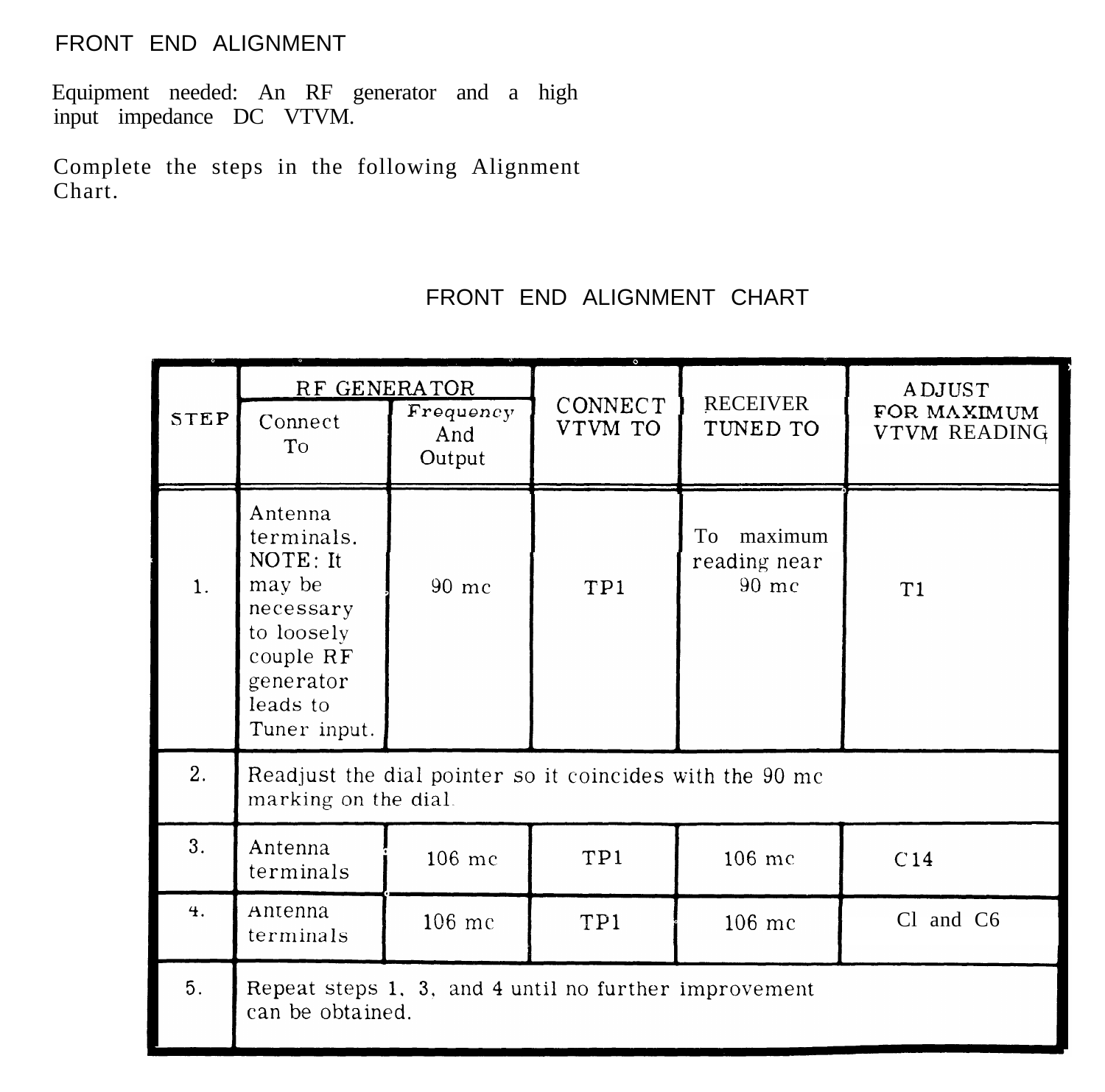## FRONT END ALIGNMENT

Equipment needed: An RF generator and a high input impedance DC VTVM.

Complete the steps in the following Alignment Chart.

### FRONT END ALIGNMENT CHART

| STEP | RF GENERATOR | | CONNECT VTVM TO | RECEIVER TUNED TO | ADJUST FOR MAXIMUM VTVM READING |
|---|---|---|---|---|---|
| | Connect To | Frequency And Output | | | |
| 1. | Antenna terminals. NOTE: It may be necessary to loosely couple RF generator leads to Tuner input. | 90 mc | TP1 | To maximum reading near 90 mc | T1 |
| 2. | Readjust the dial pointer so it coincides with the 90 mc marking on the dial. | | | | |
| 3. | Antenna terminals | 106 mc | TP1 | 106 mc | C14 |
| 4. | Antenna terminals | 106 mc | TP1 | 106 mc | C1 and C6 |
| 5. | Repeat steps 1, 3, and 4 until no further improvement can be obtained. | | | | |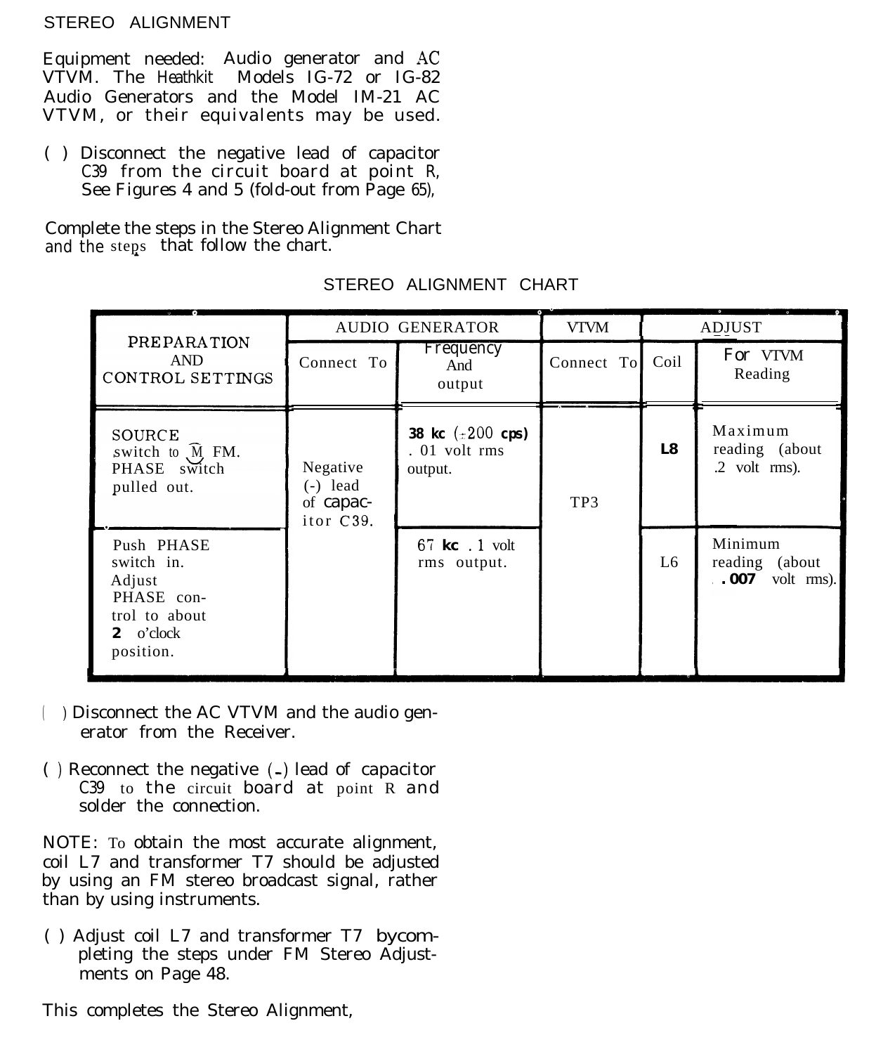## STEREO ALIGNMENT

Equipment needed: Audio generator and AC VTVM. The Heathkit Models IG-72 or IG-82 Audio Generators and the Model IM-21 AC VTVM, or their equivalents may be used.

( ) Disconnect the negative lead of capacitor C39 from the circuit board at point R, See Figures 4 and 5 (fold-out from Page 65),

Complete the steps in the Stereo Alignment Chart and the steps that follow the chart.

### STEREO ALIGNMENT CHART

| PREPARATION AND CONTROL SETTINGS | AUDIO GENERATOR | | VTVM | ADJUST | |
|---|---|---|---|---|---|
| | Connect To | Frequency And output | Connect To | Coil | For VTVM Reading |
| SOURCE switch to M FM. PHASE switch pulled out. | Negative (-) lead of capacitor C39. | **38 kc** (±200 **cps**) .01 volt rms output. | TP3 | **L8** | Maximum reading (about .2 volt rms). |
| Push PHASE switch in. Adjust PHASE control to about **2** o'clock position. | | 67 **kc** .1 volt rms output. | | L6 | Minimum reading (about **.007** volt rms). |

( ) Disconnect the AC VTVM and the audio generator from the Receiver.

( ) Reconnect the negative (-) lead of capacitor C39 to the circuit board at point R and solder the connection.

NOTE: To obtain the most accurate alignment, coil L7 and transformer T7 should be adjusted by using an FM stereo broadcast signal, rather than by using instruments.

( ) Adjust coil L7 and transformer T7 bycompleting the steps under FM Stereo Adjustments on Page 48.

This completes the Stereo Alignment,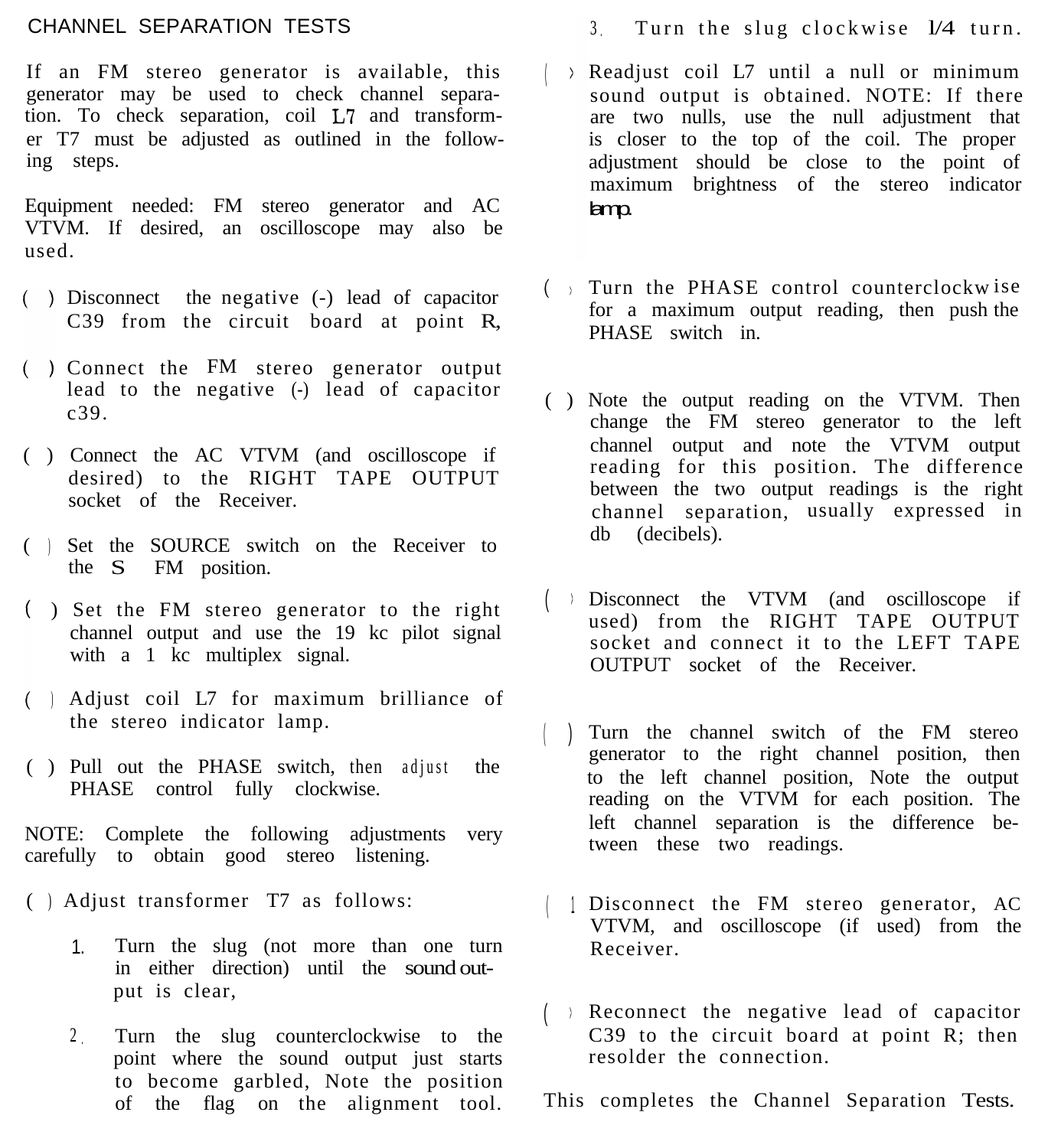## CHANNEL SEPARATION TESTS

If an FM stereo generator is available, this generator may be used to check channel separation. To check separation, coil L7 and transformer T7 must be adjusted as outlined in the following steps.

Equipment needed: FM stereo generator and AC VTVM. If desired, an oscilloscope may also be used.

( ) Disconnect the negative (-) lead of capacitor C39 from the circuit board at point R,

( ) Connect the FM stereo generator output lead to the negative (-) lead of capacitor c39.

( ) Connect the AC VTVM (and oscilloscope if desired) to the RIGHT TAPE OUTPUT socket of the Receiver.

( ) Set the SOURCE switch on the Receiver to the S FM position.

( ) Set the FM stereo generator to the right channel output and use the 19 kc pilot signal with a 1 kc multiplex signal.

( ) Adjust coil L7 for maximum brilliance of the stereo indicator lamp.

( ) Pull out the PHASE switch, then adjust the PHASE control fully clockwise.

NOTE: Complete the following adjustments very carefully to obtain good stereo listening.

( ) Adjust transformer T7 as follows:

1. Turn the slug (not more than one turn in either direction) until the sound output is clear,
2. Turn the slug counterclockwise to the point where the sound output just starts to become garbled, Note the position of the flag on the alignment tool.
3. Turn the slug clockwise 1/4 turn.

( ) Readjust coil L7 until a null or minimum sound output is obtained. NOTE: If there are two nulls, use the null adjustment that is closer to the top of the coil. The proper adjustment should be close to the point of maximum brightness of the stereo indicator lamp.

( ) Turn the PHASE control counterclockwise for a maximum output reading, then push the PHASE switch in.

( ) Note the output reading on the VTVM. Then change the FM stereo generator to the left channel output and note the VTVM output reading for this position. The difference between the two output readings is the right channel separation, usually expressed in db (decibels).

( ) Disconnect the VTVM (and oscilloscope if used) from the RIGHT TAPE OUTPUT socket and connect it to the LEFT TAPE OUTPUT socket of the Receiver.

( ) Turn the channel switch of the FM stereo generator to the right channel position, then to the left channel position, Note the output reading on the VTVM for each position. The left channel separation is the difference between these two readings.

( ) Disconnect the FM stereo generator, AC VTVM, and oscilloscope (if used) from the Receiver.

( ) Reconnect the negative lead of capacitor C39 to the circuit board at point R; then resolder the connection.

This completes the Channel Separation Tests.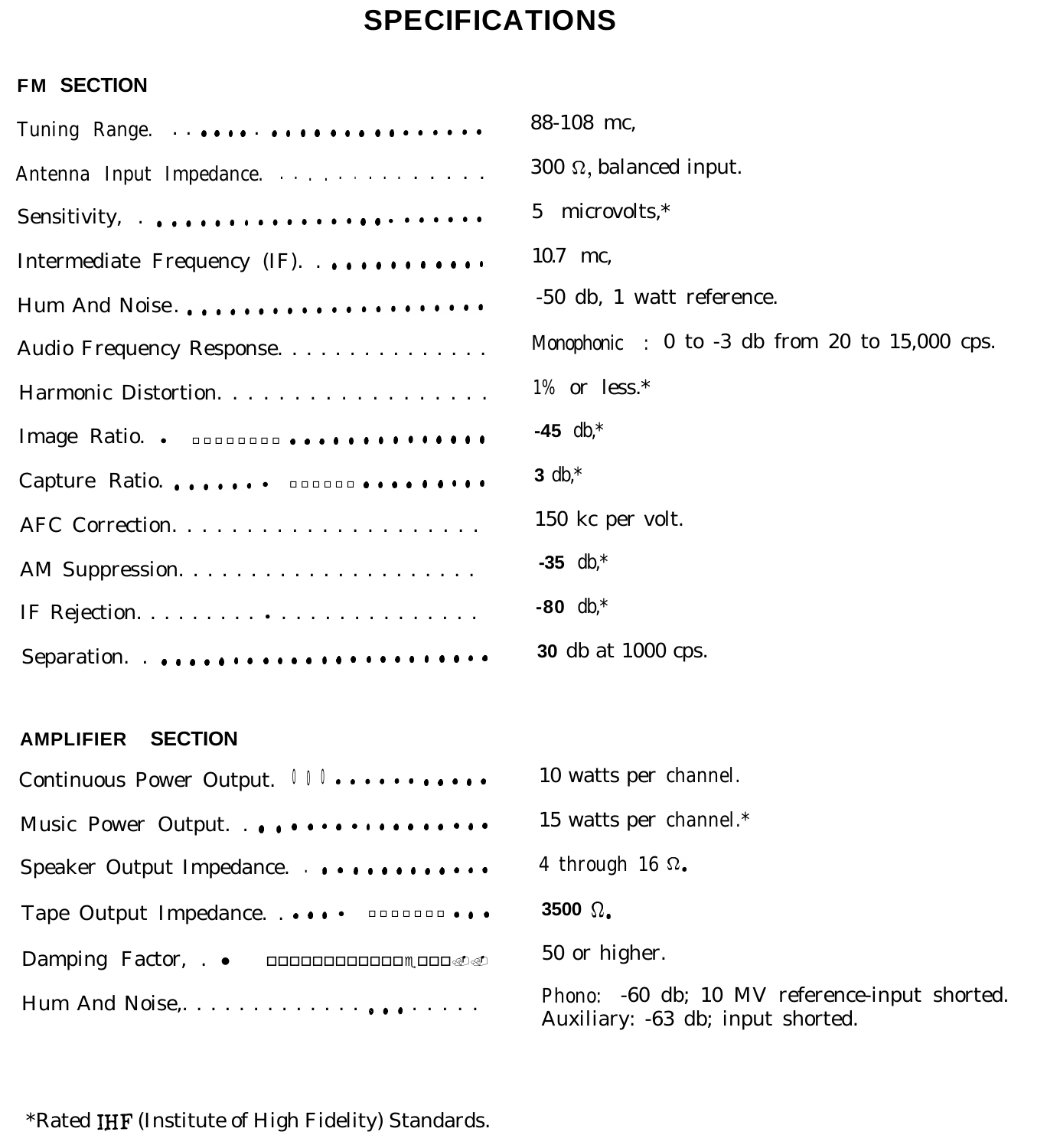# SPECIFICATIONS

## FM SECTION

| | |
|---|---|
| Tuning Range | 88-108 mc, |
| Antenna Input Impedance | 300 Ω, balanced input. |
| Sensitivity, | 5 microvolts,* |
| Intermediate Frequency (IF) | 10.7 mc, |
| Hum And Noise | -50 db, 1 watt reference. |
| Audio Frequency Response | Monophonic : 0 to -3 db from 20 to 15,000 cps. |
| Harmonic Distortion | 1% or less.* |
| Image Ratio | -45 db,* |
| Capture Ratio | 3 db,* |
| AFC Correction | 150 kc per volt. |
| AM Suppression | -35 db,* |
| IF Rejection | -80 db,* |
| Separation | 30 db at 1000 cps. |

## AMPLIFIER SECTION

| | |
|---|---|
| Continuous Power Output | 10 watts per channel. |
| Music Power Output | 15 watts per channel.* |
| Speaker Output Impedance | 4 through 16 Ω. |
| Tape Output Impedance | 3500 Ω. |
| Damping Factor, | 50 or higher. |
| Hum And Noise, | Phono: -60 db; 10 MV reference-input shorted. Auxiliary: -63 db; input shorted. |

*Rated IHF (Institute of High Fidelity) Standards.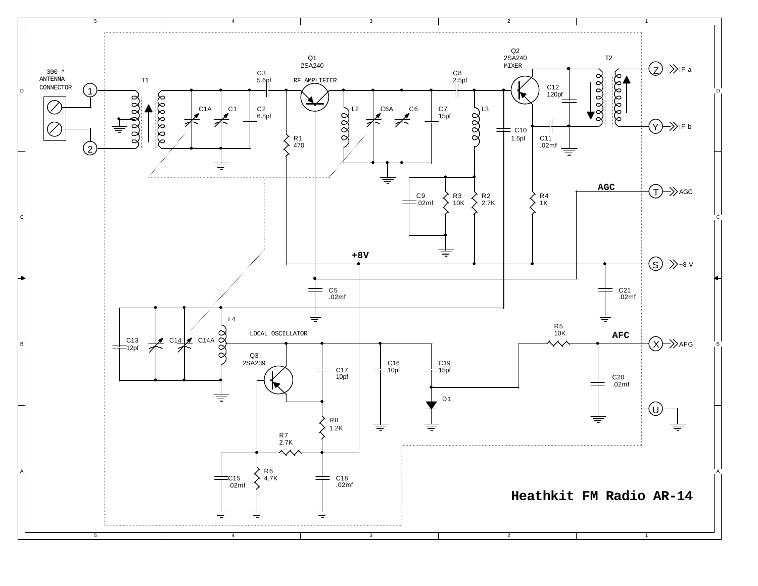# Heathkit FM Radio AR-14

300 ^ ANTENNA CONNECTOR

T1, C1A, C1, C2 6.8pf, C3 5.6pf, R1 470

Q1 2SA240 RF AMPLIFIER

L2, C6A, C6, C7 15pf, C8 2.5pf, L3, C10 1.5pf

C9 .02mf, R3 10K, R2 2.7K

Q2 2SA240 MIXER

T2, C12 120pf, C11 .02mf, R4 1K

AGC

+8V

C5 .02mf, C21 .02mf

L4, C13 12pf, C14, C14A

LOCAL OSCILLATOR

Q3 2SA239

C16 10pf, C17 10pf, C19 15pf, D1

R5 10K, C20 .02mf

AFC

R8 1.2K, R7 2.7K, R6 4.7K, C15 .02mf, C18 .02mf

Z — IF a
Y — IF b
T — AGC
S — +8 V
X — AFG
U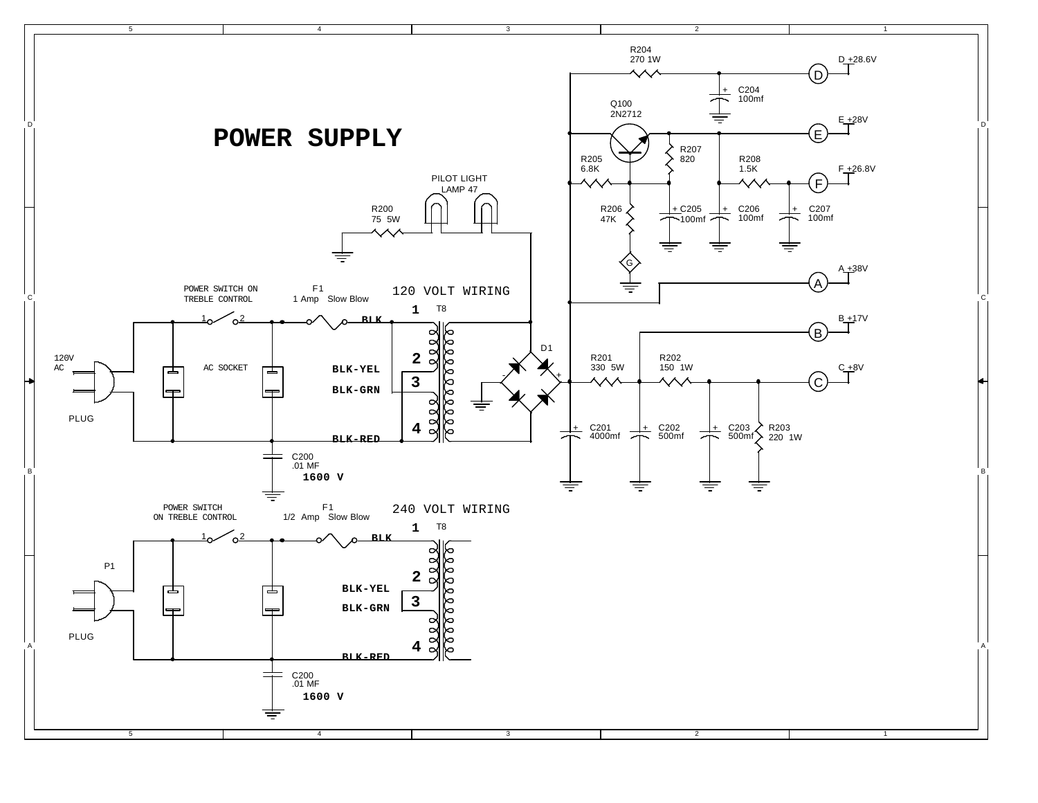# POWER SUPPLY

PILOT LIGHT
LAMP 47

R200
75 5W

R204
270 1W

D +28.6V

C204
100mf

Q100
2N2712

E +28V

R207
820

R205
6.8K

R208
1.5K

F +26.8V

R206
47K

C205
100mf

C206
100mf

C207
100mf

G

A +38V

POWER SWITCH ON
TREBLE CONTROL

F1
1 Amp Slow Blow

120 VOLT WIRING

1 T8

BLK

B +17V

120V
AC

AC SOCKET

2 BLK-YEL

3 BLK-GRN

4 BLK-RED

D1

R201
330 5W

R202
150 1W

C +8V

PLUG

C201
4000mf

C202
500mf

C203
500mf

R203
220 1W

C200
.01 MF
**1600 V**

POWER SWITCH
ON TREBLE CONTROL

F1
1/2 Amp Slow Blow

240 VOLT WIRING

1 T8

BLK

P1

2 BLK-YEL

3 BLK-GRN

4 BLK-RED

PLUG

C200
.01 MF
**1600 V**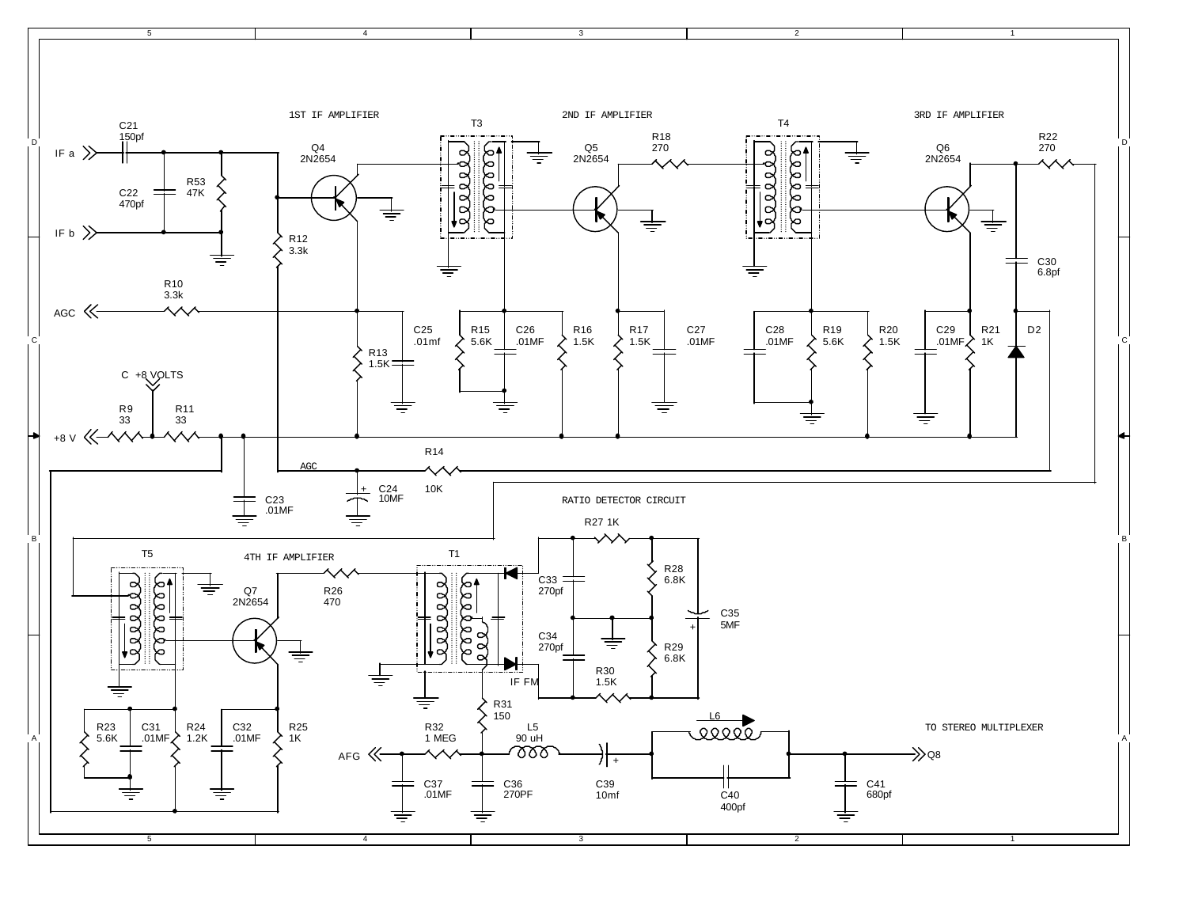1ST IF AMPLIFIER

2ND IF AMPLIFIER

3RD IF AMPLIFIER

4TH IF AMPLIFIER

RATIO DETECTOR CIRCUIT

TO STEREO MULTIPLEXER

IF a
IF b
AGC
C +8 VOLTS
+8 V
AFG
IF FM
Q8

C21 150pf
C22 470pf
R53 47K
Q4 2N2654
R12 3.3k
R10 3.3k
R13 1.5K
C25 .01mf
T3
Q5 2N2654
R15 5.6K
C26 .01MF
R16 1.5K
R17 1.5K
C27 .01MF
R18 270
T4
Q6 2N2654
C28 .01MF
R19 5.6K
R20 1.5K
C29 .01MF
R21 1K
D2
C30 6.8pf
R22 270
R9 33
R11 33
C23 .01MF
R14 10K
C24 10MF
T5
Q7 2N2654
R23 5.6K
C31 .01MF
R24 1.2K
C32 .01MF
R25 1K
R26 470
T1
R27 1K
C33 270pf
C34 270pf
R28 6.8K
R29 6.8K
R30 1.5K
C35 5MF
R31 150
R32 1 MEG
L5 90 uH
C36 270PF
C37 .01MF
C39 10mf
L6
C40 400pf
C41 680pf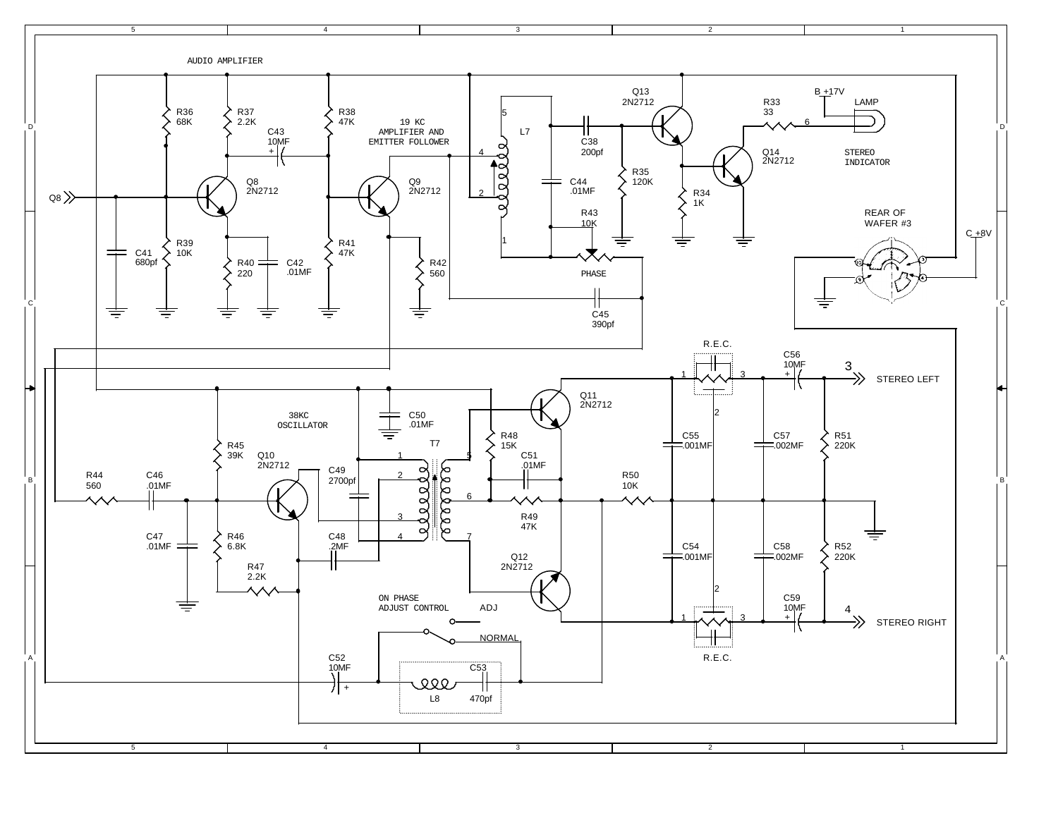AUDIO AMPLIFIER

19 KC AMPLIFIER AND EMITTER FOLLOWER

R36 68K
R37 2.2K
R38 47K
C43 10MF
Q8 2N2712
Q9 2N2712
Q8
C41 680pf
R39 10K
R40 220
C42 .01MF
R41 47K
R42 560

L7
C38 200pf
C44 .01MF
R43 10K
PHASE
C45 390pf
Q13 2N2712
R35 120K
Q14 2N2712
R34 1K
R33 33
B +17V
LAMP
STEREO INDICATOR
REAR OF WAFER #3
C +8V

38KC OSCILLATOR

R44 560
C46 .01MF
C47 .01MF
R45 39K
Q10 2N2712
R46 6.8K
R47 2.2K
C49 2700pf
C48 .2MF
C50 .01MF
T7
R48 15K
C51 .01MF
R49 47K
Q11 2N2712
Q12 2N2712
R50 10K

R.E.C.
C55 .001MF
C54 .001MF
C56 10MF
C57 .002MF
C58 .002MF
R51 220K
R52 220K
C59 10MF
STEREO LEFT
STEREO RIGHT

ON PHASE ADJUST CONTROL
ADJ
NORMAL
C52 10MF
L8
C53 470pf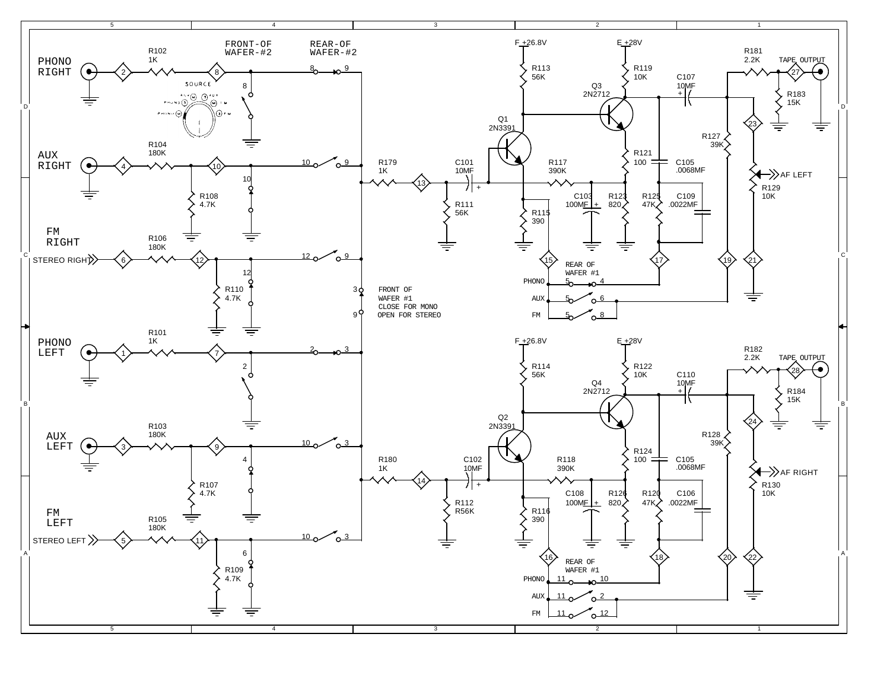PHONO RIGHT

R102 1K

FRONT-OF WAFER-#2

REAR-OF WAFER-#2

SOURCE

AUX RIGHT

R104 180K

R108 4.7K

FM RIGHT

R106 180K

STEREO RIGHT

R110 4.7K

FRONT OF WAFER #1 CLOSE FOR MONO OPEN FOR STEREO

PHONO LEFT

R101 1K

AUX LEFT

R103 180K

R107 4.7K

FM LEFT

R105 180K

STEREO LEFT

R109 4.7K

R179 1K

C101 10MF

R111 56K

F +26.8V

R113 56K

Q1 2N3391

R115 390

R117 390K

C103 100MF

E +28V

R119 10K

Q3 2N2712

R121 100

R123 820

R125 47K

C105 .0068MF

C109 .0022MF

C107 10MF

R127 39K

R181 2.2K

TAPE OUTPUT

R183 15K

AF LEFT

R129 10K

REAR OF WAFER #1

PHONO

AUX

FM

R180 1K

C102 10MF

R112 R56K

F +26.8V

R114 56K

Q2 2N3391

R116 390

R118 390K

C108 100MF

E +28V

R122 10K

Q4 2N2712

R124 100

R126 820

R120 47K

C105 .0068MF

C106 .0022MF

C110 10MF

R128 39K

R182 2.2K

TAPE OUTPUT

R184 15K

AF RIGHT

R130 10K

REAR OF WAFER #1

PHONO

AUX

FM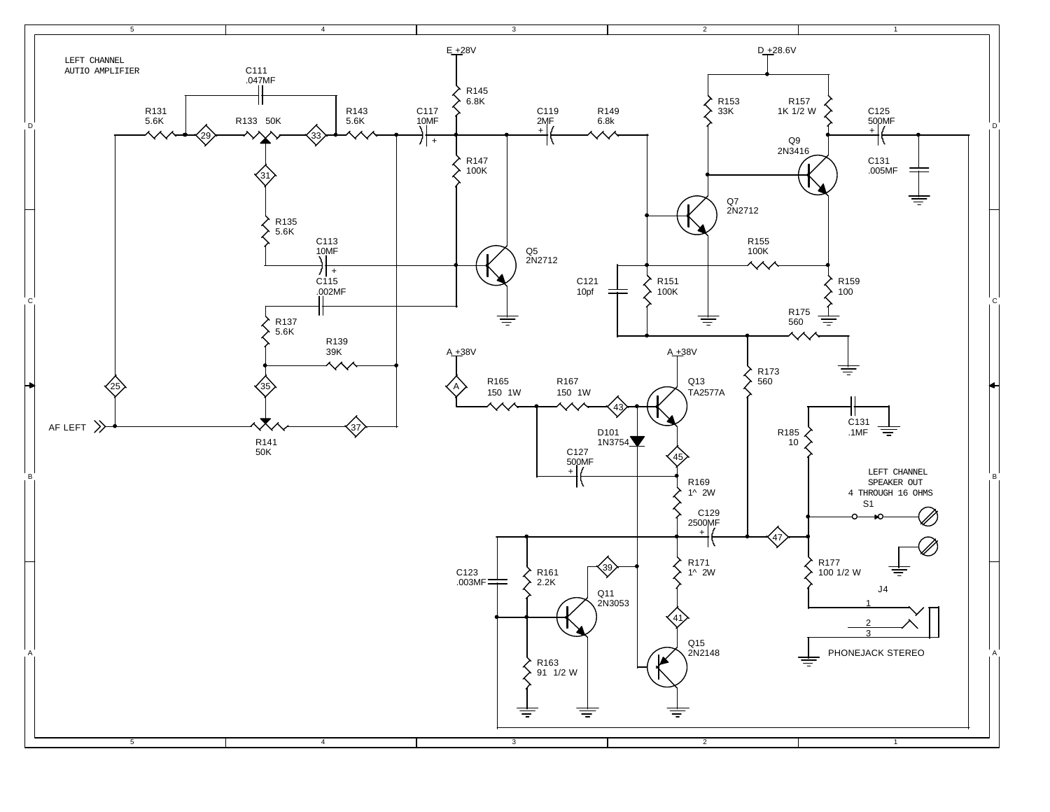LEFT CHANNEL
AUTIO AMPLIFIER

C111 .047MF

R131 5.6K

R133 50K

R143 5.6K

C117 10MF

E +28V

R145 6.8K

R147 100K

C119 2MF

R149 6.8k

D +28.6V

R153 33K

R157 1K 1/2 W

C125 500MF

Q9 2N3416

C131 .005MF

Q7 2N2712

R135 5.6K

C113 10MF

Q5 2N2712

R155 100K

C115 .002MF

C121 10pf

R151 100K

R159 100

R137 5.6K

R175 560

R139 39K

A +38V

R165 150 1W

R167 150 1W

A +38V

Q13 TA2577A

R173 560

AF LEFT

R141 50K

D101 1N3754

C127 500MF

R185 10

C131 .1MF

LEFT CHANNEL
SPEAKER OUT
4 THROUGH 16 OHMS

S1

R169 1^ 2W

C129 2500MF

C123 .003MF

R161 2.2K

Q11 2N3053

R171 1^ 2W

R177 100 1/2 W

J4

Q15 2N2148

R163 91 1/2 W

PHONEJACK STEREO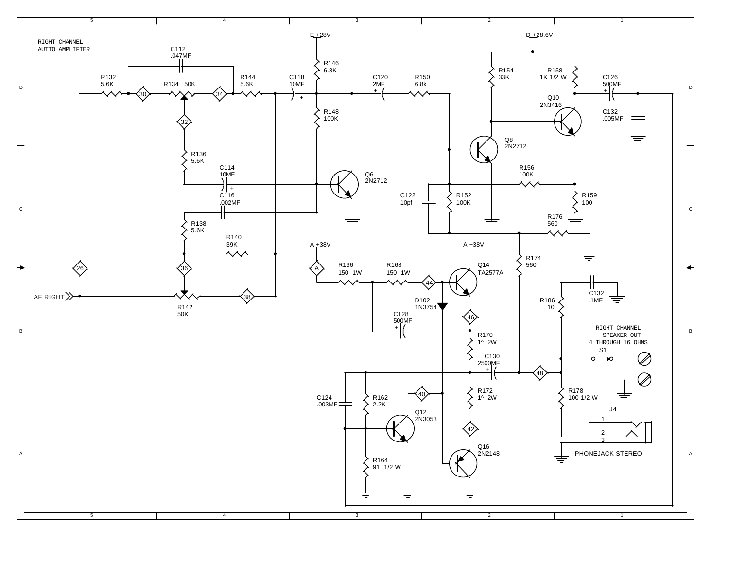RIGHT CHANNEL
AUTIO AMPLIFIER

C112
.047MF

R132
5.6K

R134 50K

R144
5.6K

C118
10MF

E +28V

R146
6.8K

R148
100K

C120
2MF

R150
6.8k

D +28.6V

R154
33K

R158
1K 1/2 W

C126
500MF

Q10
2N3416

C132
.005MF

Q8
2N2712

R136
5.6K

C114
10MF

Q6
2N2712

C116
.002MF

R138
5.6K

R140
39K

C122
10pf

R152
100K

R156
100K

R159
100

R176
560

A +38V

R166
150 1W

R168
150 1W

A +38V

Q14
TA2577A

R174
560

AF RIGHT

R142
50K

D102
1N3754

C128
500MF

C132
.1MF

R186
10

RIGHT CHANNEL
SPEAKER OUT
4 THROUGH 16 OHMS

S1

R170
1^ 2W

C130
2500MF

C124
.003MF

R162
2.2K

Q12
2N3053

R172
1^ 2W

R178
100 1/2 W

J4

1

2

3

PHONEJACK STEREO

R164
91 1/2 W

Q16
2N2148

26 30 32 34 36 38 40 42 44 46 48 A